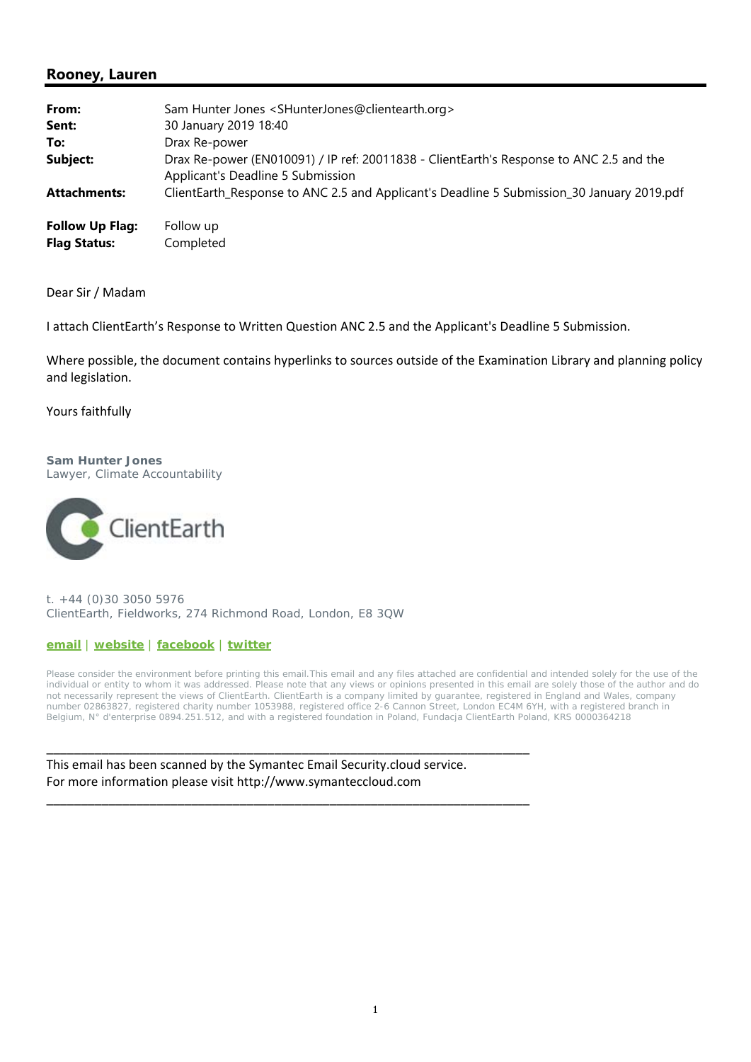## Rooney, Lauren

| | |
|---|---|
| **From:** | Sam Hunter Jones <SHunterJones@clientearth.org> |
| **Sent:** | 30 January 2019 18:40 |
| **To:** | Drax Re-power |
| **Subject:** | Drax Re-power (EN010091) / IP ref: 20011838 - ClientEarth's Response to ANC 2.5 and the Applicant's Deadline 5 Submission |
| **Attachments:** | ClientEarth_Response to ANC 2.5 and Applicant's Deadline 5 Submission_30 January 2019.pdf |
| **Follow Up Flag:** | Follow up |
| **Flag Status:** | Completed |

Dear Sir / Madam

I attach ClientEarth's Response to Written Question ANC 2.5 and the Applicant's Deadline 5 Submission.

Where possible, the document contains hyperlinks to sources outside of the Examination Library and planning policy and legislation.

Yours faithfully

**Sam Hunter Jones**
Lawyer, Climate Accountability

ClientEarth

t. +44 (0)30 3050 5976
ClientEarth, Fieldworks, 274 Richmond Road, London, E8 3QW

**email** | **website** | **facebook** | **twitter**

Please consider the environment before printing this email.This email and any files attached are confidential and intended solely for the use of the individual or entity to whom it was addressed. Please note that any views or opinions presented in this email are solely those of the author and do not necessarily represent the views of ClientEarth. ClientEarth is a company limited by guarantee, registered in England and Wales, company number 02863827, registered charity number 1053988, registered office 2-6 Cannon Street, London EC4M 6YH, with a registered branch in Belgium, N° d'enterprise 0894.251.512, and with a registered foundation in Poland, Fundacja ClientEarth Poland, KRS 0000364218

---

This email has been scanned by the Symantec Email Security.cloud service.
For more information please visit http://www.symanteccloud.com

---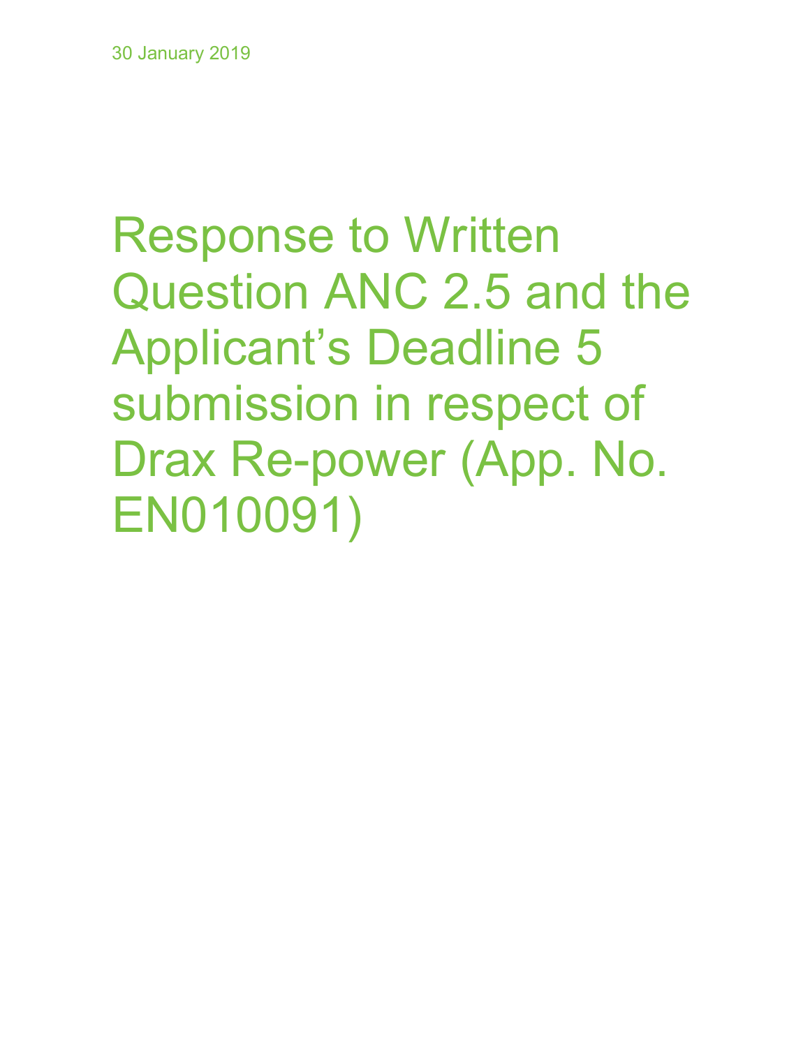30 January 2019

# Response to Written Question ANC 2.5 and the Applicant's Deadline 5 submission in respect of Drax Re-power (App. No. EN010091)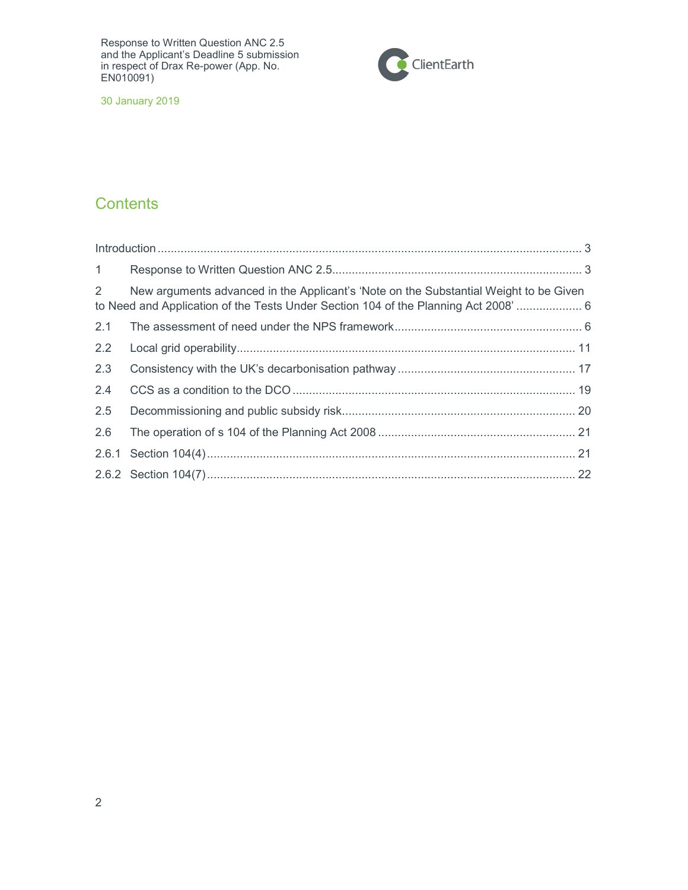## Contents

Introduction ..................................................................................................................... 3

1 Response to Written Question ANC 2.5 ........................................................................ 3

2 New arguments advanced in the Applicant's 'Note on the Substantial Weight to be Given to Need and Application of the Tests Under Section 104 of the Planning Act 2008' .................... 6

2.1 The assessment of need under the NPS framework ......................................................... 6

2.2 Local grid operability ...................................................................................................... 11

2.3 Consistency with the UK's decarbonisation pathway ...................................................... 17

2.4 CCS as a condition to the DCO ...................................................................................... 19

2.5 Decommissioning and public subsidy risk ....................................................................... 20

2.6 The operation of s 104 of the Planning Act 2008 ............................................................ 21

2.6.1 Section 104(4) ............................................................................................................... 21

2.6.2 Section 104(7) ............................................................................................................... 22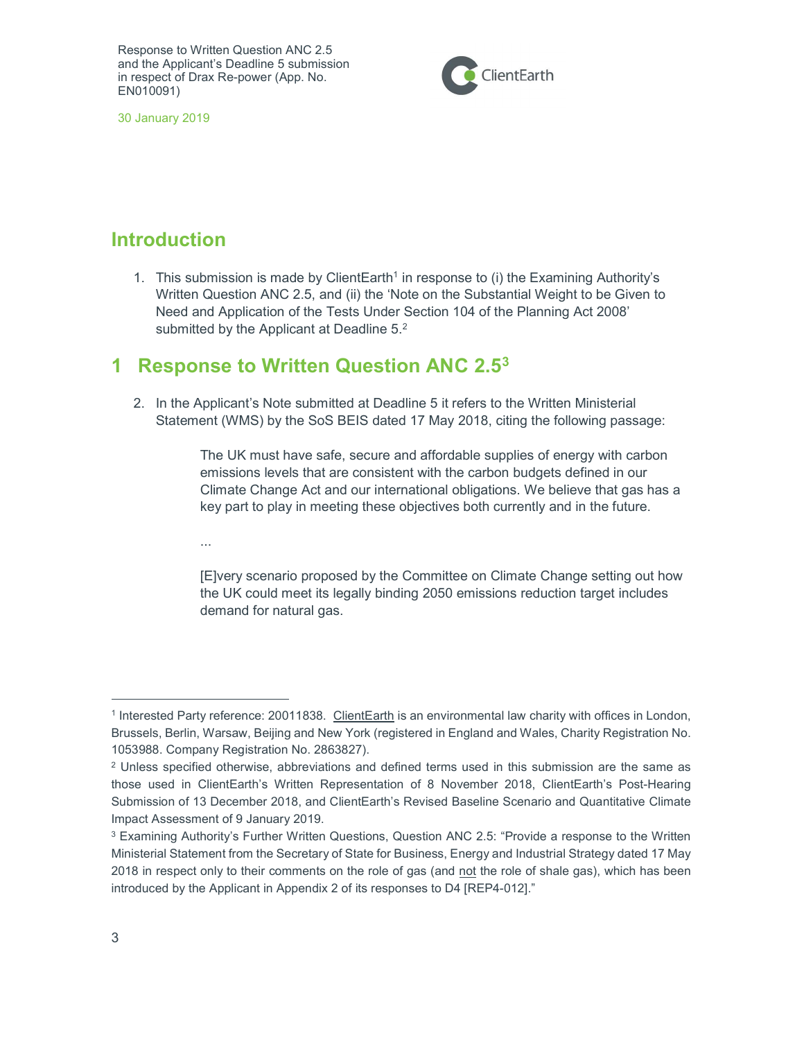## Introduction

1. This submission is made by ClientEarth[1] in response to (i) the Examining Authority's Written Question ANC 2.5, and (ii) the 'Note on the Substantial Weight to be Given to Need and Application of the Tests Under Section 104 of the Planning Act 2008' submitted by the Applicant at Deadline 5.[2]

# 1 Response to Written Question ANC 2.5[3]

2. In the Applicant's Note submitted at Deadline 5 it refers to the Written Ministerial Statement (WMS) by the SoS BEIS dated 17 May 2018, citing the following passage:

> The UK must have safe, secure and affordable supplies of energy with carbon emissions levels that are consistent with the carbon budgets defined in our Climate Change Act and our international obligations. We believe that gas has a key part to play in meeting these objectives both currently and in the future.
>
> ...
>
> [E]very scenario proposed by the Committee on Climate Change setting out how the UK could meet its legally binding 2050 emissions reduction target includes demand for natural gas.

---

[1] Interested Party reference: 20011838. ClientEarth is an environmental law charity with offices in London, Brussels, Berlin, Warsaw, Beijing and New York (registered in England and Wales, Charity Registration No. 1053988. Company Registration No. 2863827).

[2] Unless specified otherwise, abbreviations and defined terms used in this submission are the same as those used in ClientEarth's Written Representation of 8 November 2018, ClientEarth's Post-Hearing Submission of 13 December 2018, and ClientEarth's Revised Baseline Scenario and Quantitative Climate Impact Assessment of 9 January 2019.

[3] Examining Authority's Further Written Questions, Question ANC 2.5: "Provide a response to the Written Ministerial Statement from the Secretary of State for Business, Energy and Industrial Strategy dated 17 May 2018 in respect only to their comments on the role of gas (and not the role of shale gas), which has been introduced by the Applicant in Appendix 2 of its responses to D4 [REP4-012]."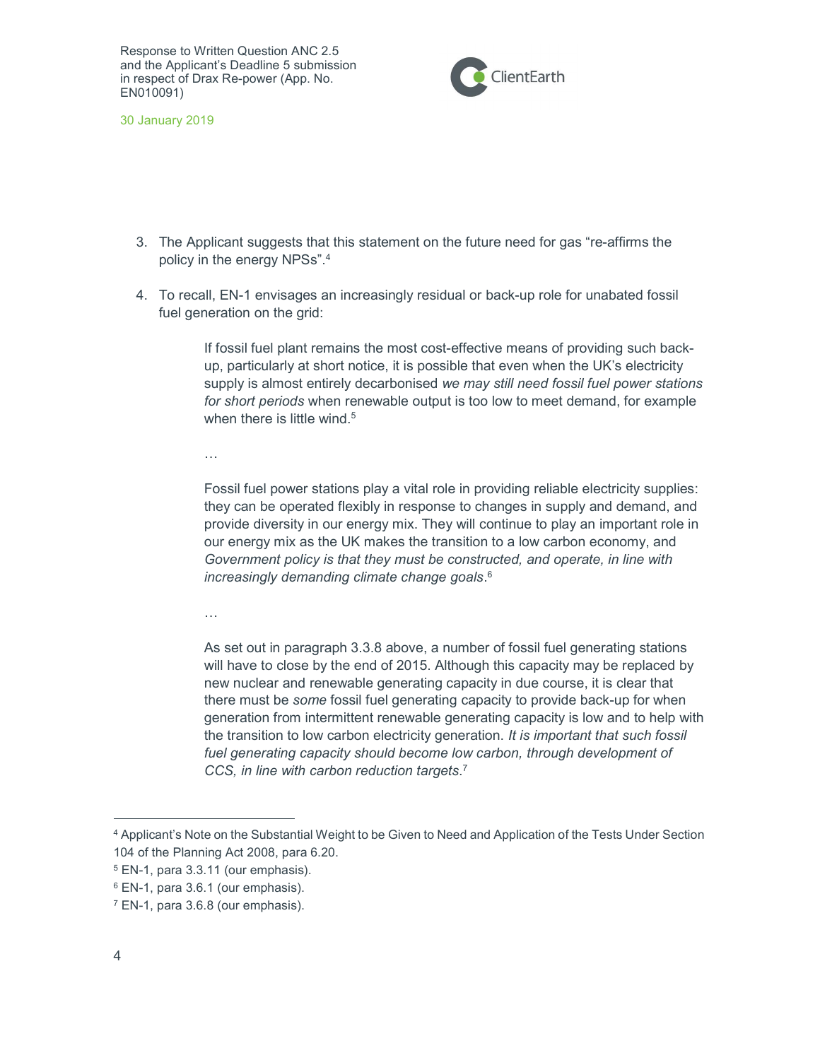3. The Applicant suggests that this statement on the future need for gas "re-affirms the policy in the energy NPSs".[4]

4. To recall, EN-1 envisages an increasingly residual or back-up role for unabated fossil fuel generation on the grid:

> If fossil fuel plant remains the most cost-effective means of providing such back-up, particularly at short notice, it is possible that even when the UK's electricity supply is almost entirely decarbonised *we may still need fossil fuel power stations for short periods* when renewable output is too low to meet demand, for example when there is little wind.[5]
>
> …
>
> Fossil fuel power stations play a vital role in providing reliable electricity supplies: they can be operated flexibly in response to changes in supply and demand, and provide diversity in our energy mix. They will continue to play an important role in our energy mix as the UK makes the transition to a low carbon economy, and *Government policy is that they must be constructed, and operate, in line with increasingly demanding climate change goals*.[6]
>
> …
>
> As set out in paragraph 3.3.8 above, a number of fossil fuel generating stations will have to close by the end of 2015. Although this capacity may be replaced by new nuclear and renewable generating capacity in due course, it is clear that there must be *some* fossil fuel generating capacity to provide back-up for when generation from intermittent renewable generating capacity is low and to help with the transition to low carbon electricity generation. *It is important that such fossil fuel generating capacity should become low carbon, through development of CCS, in line with carbon reduction targets*.[7]

---

[4] Applicant's Note on the Substantial Weight to be Given to Need and Application of the Tests Under Section 104 of the Planning Act 2008, para 6.20.

[5] EN-1, para 3.3.11 (our emphasis).

[6] EN-1, para 3.6.1 (our emphasis).

[7] EN-1, para 3.6.8 (our emphasis).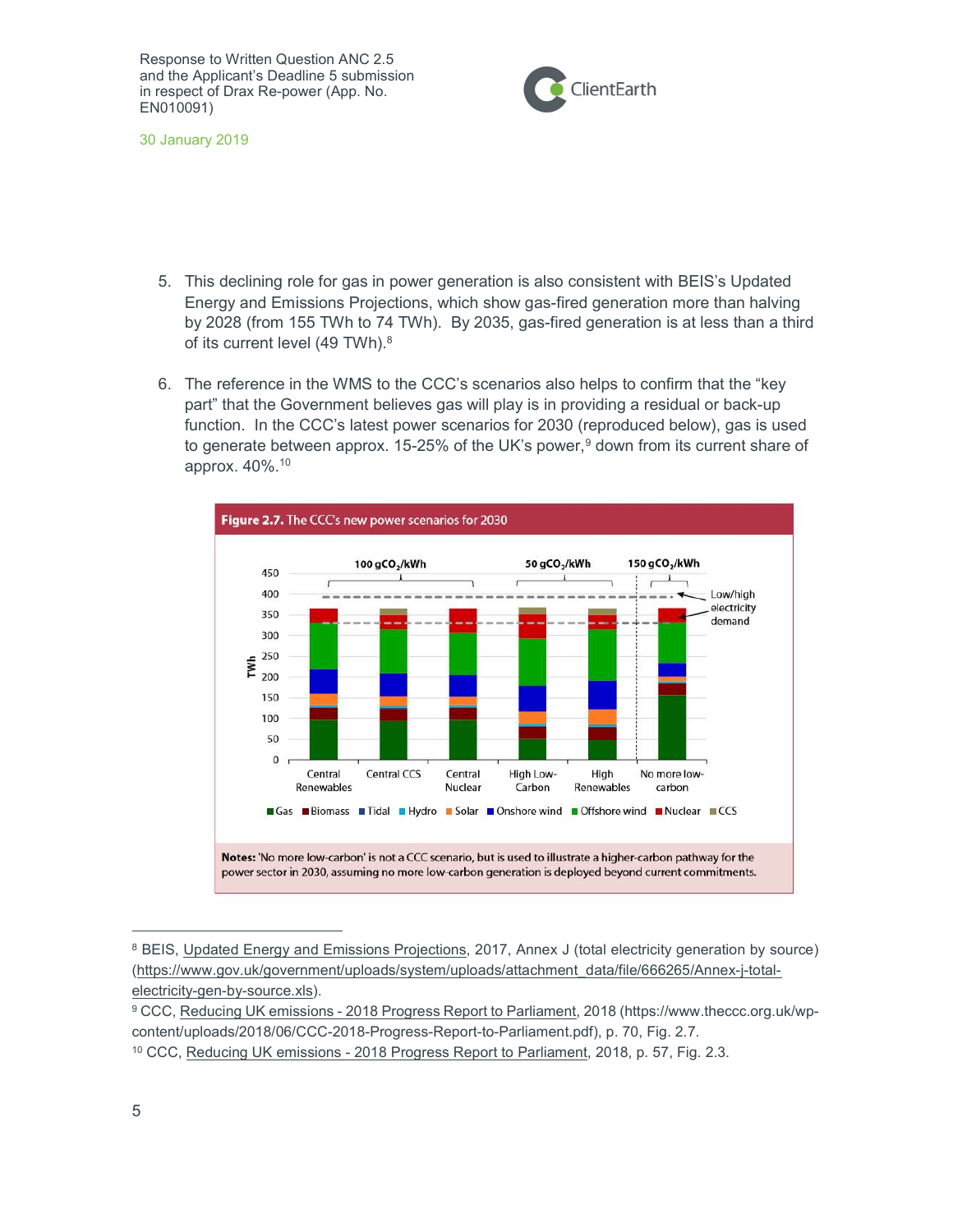5. This declining role for gas in power generation is also consistent with BEIS's Updated Energy and Emissions Projections, which show gas-fired generation more than halving by 2028 (from 155 TWh to 74 TWh). By 2035, gas-fired generation is at less than a third of its current level (49 TWh).[8]

6. The reference in the WMS to the CCC's scenarios also helps to confirm that the "key part" that the Government believes gas will play is in providing a residual or back-up function. In the CCC's latest power scenarios for 2030 (reproduced below), gas is used to generate between approx. 15-25% of the UK's power,[9] down from its current share of approx. 40%.[10]

**Figure 2.7.** The CCC's new power scenarios for 2030

**Notes:** 'No more low-carbon' is not a CCC scenario, but is used to illustrate a higher-carbon pathway for the power sector in 2030, assuming no more low-carbon generation is deployed beyond current commitments.

---

[8] BEIS, Updated Energy and Emissions Projections, 2017, Annex J (total electricity generation by source) (https://www.gov.uk/government/uploads/system/uploads/attachment_data/file/666265/Annex-j-total-electricity-gen-by-source.xls).

[9] CCC, Reducing UK emissions - 2018 Progress Report to Parliament, 2018 (https://www.theccc.org.uk/wp-content/uploads/2018/06/CCC-2018-Progress-Report-to-Parliament.pdf), p. 70, Fig. 2.7.

[10] CCC, Reducing UK emissions - 2018 Progress Report to Parliament, 2018, p. 57, Fig. 2.3.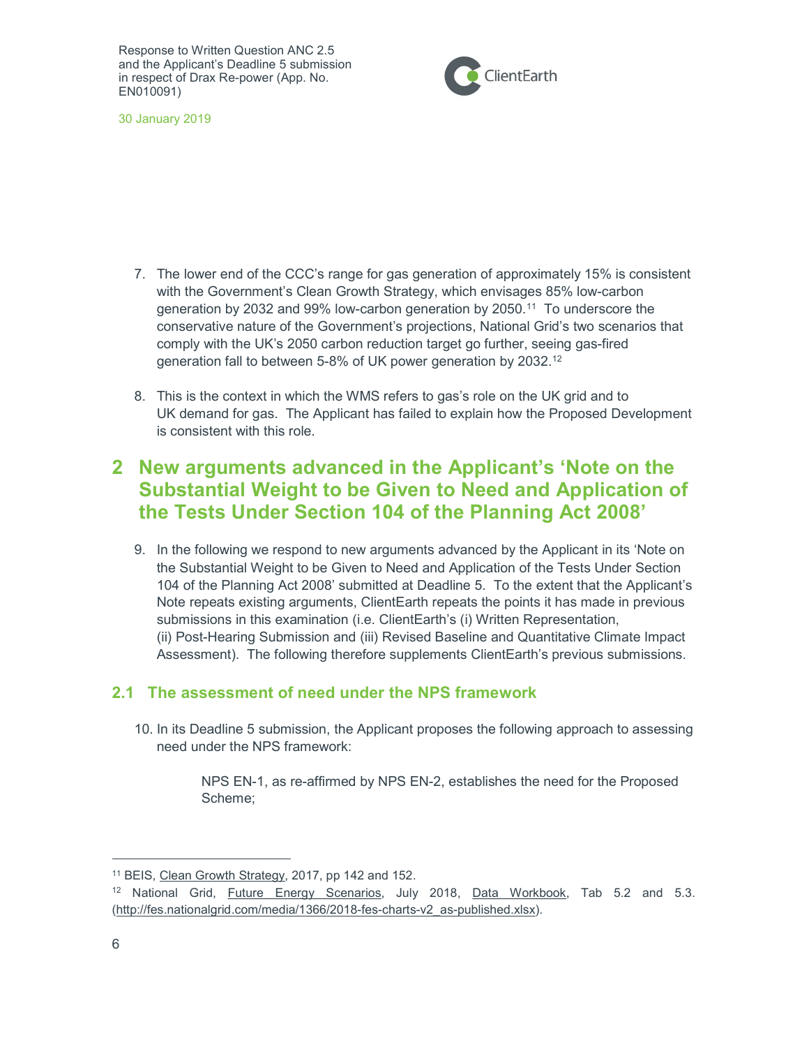7. The lower end of the CCC's range for gas generation of approximately 15% is consistent with the Government's Clean Growth Strategy, which envisages 85% low-carbon generation by 2032 and 99% low-carbon generation by 2050.[11] To underscore the conservative nature of the Government's projections, National Grid's two scenarios that comply with the UK's 2050 carbon reduction target go further, seeing gas-fired generation fall to between 5-8% of UK power generation by 2032.[12]

8. This is the context in which the WMS refers to gas's role on the UK grid and to UK demand for gas. The Applicant has failed to explain how the Proposed Development is consistent with this role.

# 2 New arguments advanced in the Applicant's 'Note on the Substantial Weight to be Given to Need and Application of the Tests Under Section 104 of the Planning Act 2008'

9. In the following we respond to new arguments advanced by the Applicant in its 'Note on the Substantial Weight to be Given to Need and Application of the Tests Under Section 104 of the Planning Act 2008' submitted at Deadline 5. To the extent that the Applicant's Note repeats existing arguments, ClientEarth repeats the points it has made in previous submissions in this examination (i.e. ClientEarth's (i) Written Representation, (ii) Post-Hearing Submission and (iii) Revised Baseline and Quantitative Climate Impact Assessment). The following therefore supplements ClientEarth's previous submissions.

## 2.1 The assessment of need under the NPS framework

10. In its Deadline 5 submission, the Applicant proposes the following approach to assessing need under the NPS framework:

> NPS EN-1, as re-affirmed by NPS EN-2, establishes the need for the Proposed Scheme;

---

[11] BEIS, Clean Growth Strategy, 2017, pp 142 and 152.

[12] National Grid, Future Energy Scenarios, July 2018, Data Workbook, Tab 5.2 and 5.3. (http://fes.nationalgrid.com/media/1366/2018-fes-charts-v2_as-published.xlsx).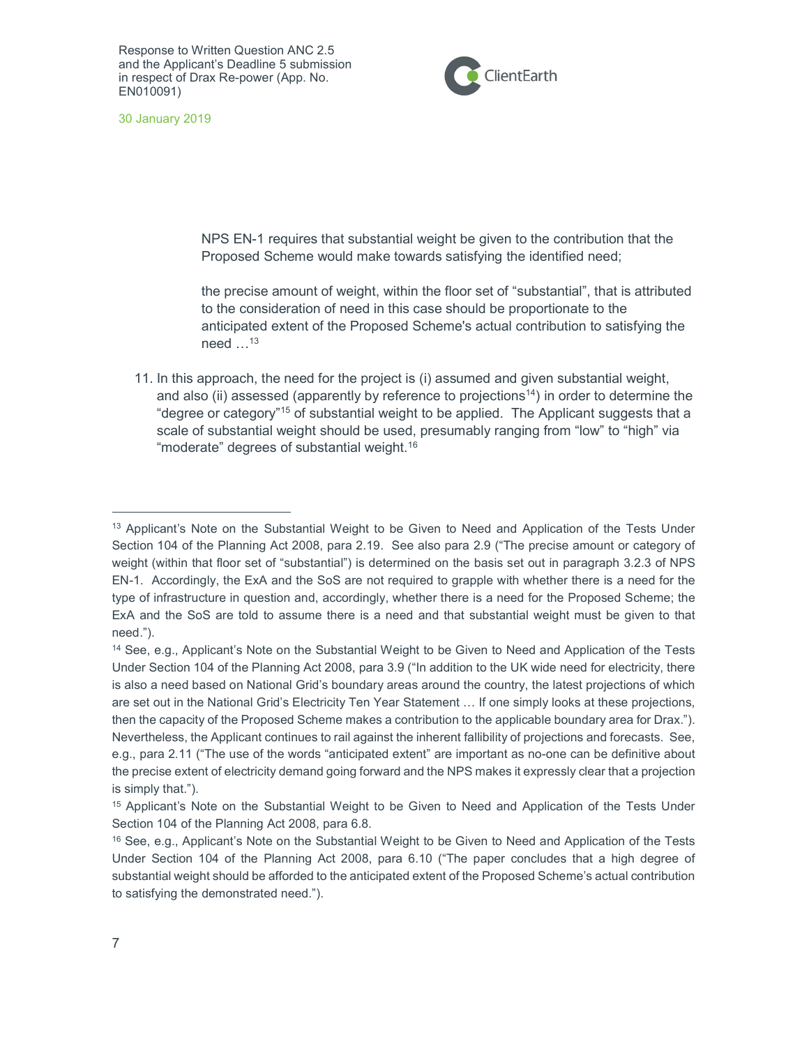> NPS EN-1 requires that substantial weight be given to the contribution that the Proposed Scheme would make towards satisfying the identified need;
>
> the precise amount of weight, within the floor set of "substantial", that is attributed to the consideration of need in this case should be proportionate to the anticipated extent of the Proposed Scheme's actual contribution to satisfying the need …[13]

11. In this approach, the need for the project is (i) assumed and given substantial weight, and also (ii) assessed (apparently by reference to projections[14]) in order to determine the "degree or category"[15] of substantial weight to be applied. The Applicant suggests that a scale of substantial weight should be used, presumably ranging from "low" to "high" via "moderate" degrees of substantial weight.[16]

---

[13] Applicant's Note on the Substantial Weight to be Given to Need and Application of the Tests Under Section 104 of the Planning Act 2008, para 2.19. See also para 2.9 ("The precise amount or category of weight (within that floor set of "substantial") is determined on the basis set out in paragraph 3.2.3 of NPS EN-1. Accordingly, the ExA and the SoS are not required to grapple with whether there is a need for the type of infrastructure in question and, accordingly, whether there is a need for the Proposed Scheme; the ExA and the SoS are told to assume there is a need and that substantial weight must be given to that need.").

[14] See, e.g., Applicant's Note on the Substantial Weight to be Given to Need and Application of the Tests Under Section 104 of the Planning Act 2008, para 3.9 ("In addition to the UK wide need for electricity, there is also a need based on National Grid's boundary areas around the country, the latest projections of which are set out in the National Grid's Electricity Ten Year Statement … If one simply looks at these projections, then the capacity of the Proposed Scheme makes a contribution to the applicable boundary area for Drax."). Nevertheless, the Applicant continues to rail against the inherent fallibility of projections and forecasts. See, e.g., para 2.11 ("The use of the words "anticipated extent" are important as no-one can be definitive about the precise extent of electricity demand going forward and the NPS makes it expressly clear that a projection is simply that.").

[15] Applicant's Note on the Substantial Weight to be Given to Need and Application of the Tests Under Section 104 of the Planning Act 2008, para 6.8.

[16] See, e.g., Applicant's Note on the Substantial Weight to be Given to Need and Application of the Tests Under Section 104 of the Planning Act 2008, para 6.10 ("The paper concludes that a high degree of substantial weight should be afforded to the anticipated extent of the Proposed Scheme's actual contribution to satisfying the demonstrated need.").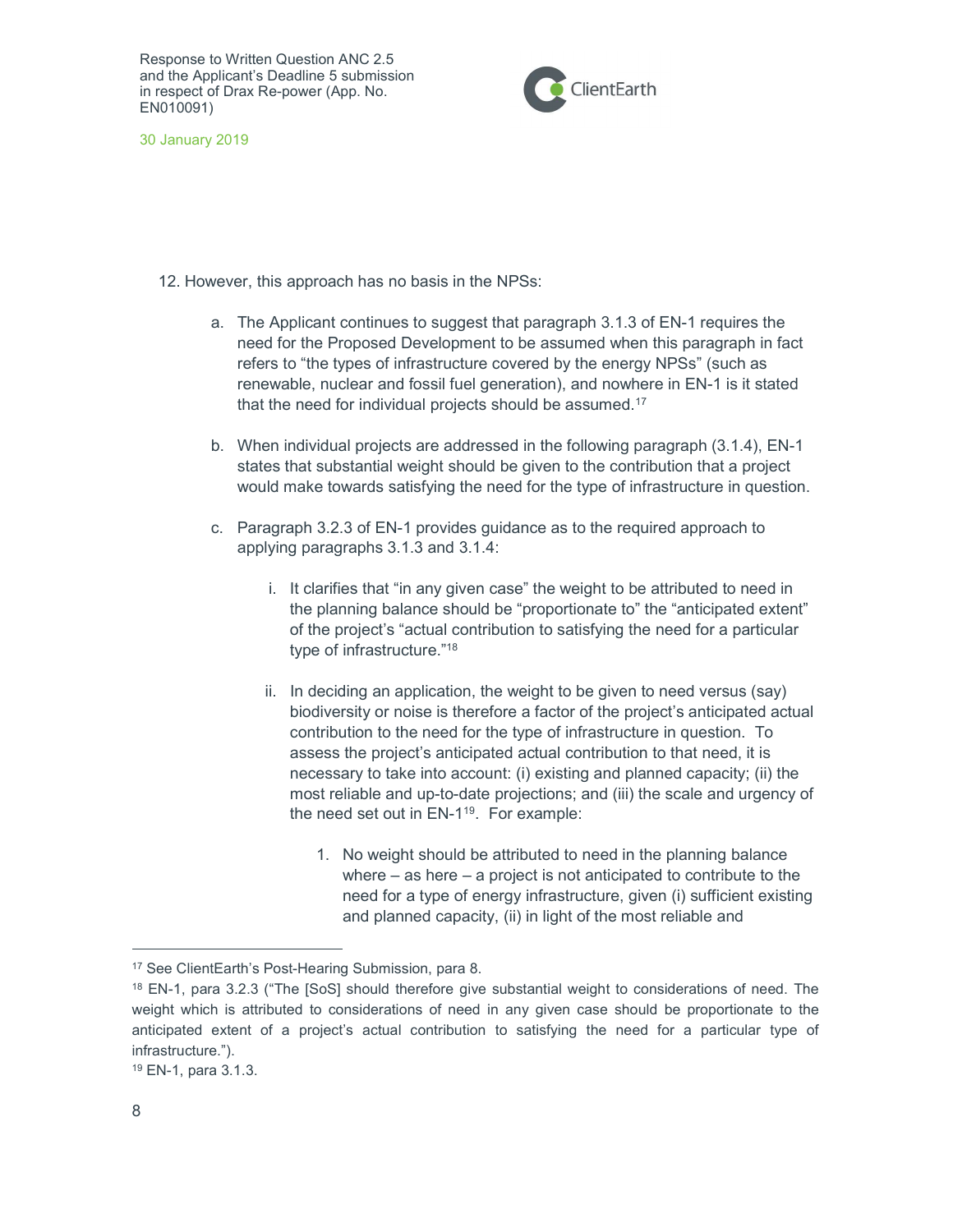12. However, this approach has no basis in the NPSs:

    a. The Applicant continues to suggest that paragraph 3.1.3 of EN-1 requires the need for the Proposed Development to be assumed when this paragraph in fact refers to "the types of infrastructure covered by the energy NPSs" (such as renewable, nuclear and fossil fuel generation), and nowhere in EN-1 is it stated that the need for individual projects should be assumed.[17]

    b. When individual projects are addressed in the following paragraph (3.1.4), EN-1 states that substantial weight should be given to the contribution that a project would make towards satisfying the need for the type of infrastructure in question.

    c. Paragraph 3.2.3 of EN-1 provides guidance as to the required approach to applying paragraphs 3.1.3 and 3.1.4:

        i. It clarifies that "in any given case" the weight to be attributed to need in the planning balance should be "proportionate to" the "anticipated extent" of the project's "actual contribution to satisfying the need for a particular type of infrastructure."[18]

        ii. In deciding an application, the weight to be given to need versus (say) biodiversity or noise is therefore a factor of the project's anticipated actual contribution to the need for the type of infrastructure in question. To assess the project's anticipated actual contribution to that need, it is necessary to take into account: (i) existing and planned capacity; (ii) the most reliable and up-to-date projections; and (iii) the scale and urgency of the need set out in EN-1[19]. For example:

            1. No weight should be attributed to need in the planning balance where – as here – a project is not anticipated to contribute to the need for a type of energy infrastructure, given (i) sufficient existing and planned capacity, (ii) in light of the most reliable and

---

[17] See ClientEarth's Post-Hearing Submission, para 8.

[18] EN-1, para 3.2.3 ("The [SoS] should therefore give substantial weight to considerations of need. The weight which is attributed to considerations of need in any given case should be proportionate to the anticipated extent of a project's actual contribution to satisfying the need for a particular type of infrastructure.").

[19] EN-1, para 3.1.3.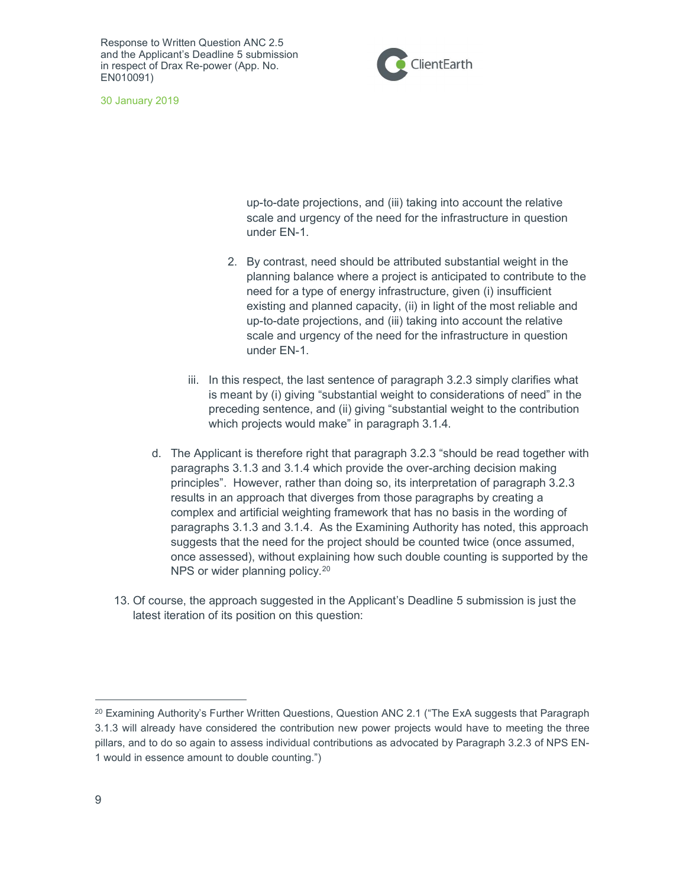up-to-date projections, and (iii) taking into account the relative scale and urgency of the need for the infrastructure in question under EN-1.

2. By contrast, need should be attributed substantial weight in the planning balance where a project is anticipated to contribute to the need for a type of energy infrastructure, given (i) insufficient existing and planned capacity, (ii) in light of the most reliable and up-to-date projections, and (iii) taking into account the relative scale and urgency of the need for the infrastructure in question under EN-1.

iii. In this respect, the last sentence of paragraph 3.2.3 simply clarifies what is meant by (i) giving "substantial weight to considerations of need" in the preceding sentence, and (ii) giving "substantial weight to the contribution which projects would make" in paragraph 3.1.4.

d. The Applicant is therefore right that paragraph 3.2.3 "should be read together with paragraphs 3.1.3 and 3.1.4 which provide the over-arching decision making principles". However, rather than doing so, its interpretation of paragraph 3.2.3 results in an approach that diverges from those paragraphs by creating a complex and artificial weighting framework that has no basis in the wording of paragraphs 3.1.3 and 3.1.4. As the Examining Authority has noted, this approach suggests that the need for the project should be counted twice (once assumed, once assessed), without explaining how such double counting is supported by the NPS or wider planning policy.[20]

13. Of course, the approach suggested in the Applicant's Deadline 5 submission is just the latest iteration of its position on this question:

---

[20] Examining Authority's Further Written Questions, Question ANC 2.1 ("The ExA suggests that Paragraph 3.1.3 will already have considered the contribution new power projects would have to meeting the three pillars, and to do so again to assess individual contributions as advocated by Paragraph 3.2.3 of NPS EN-1 would in essence amount to double counting.")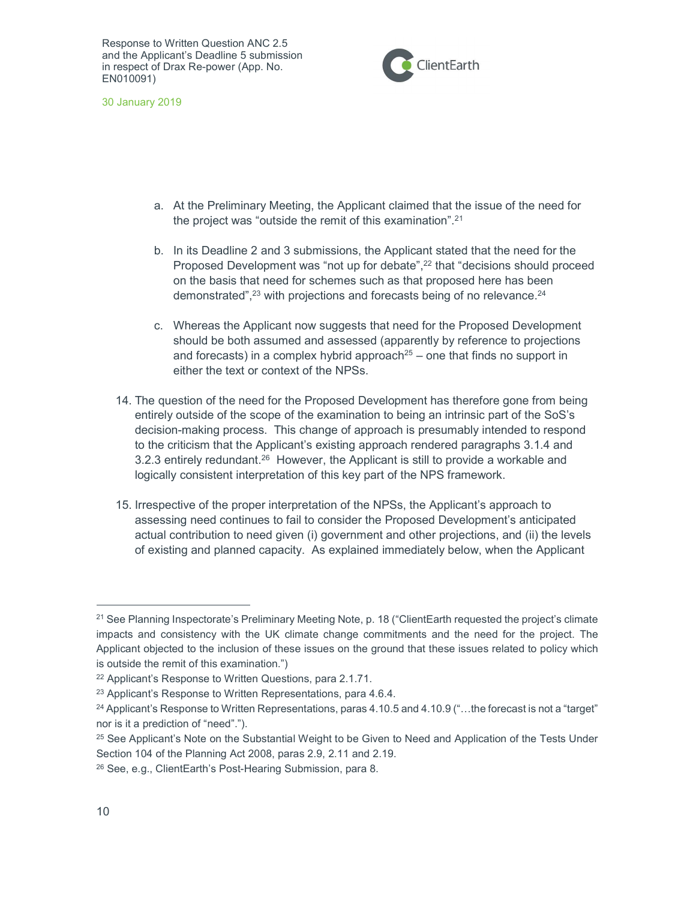a. At the Preliminary Meeting, the Applicant claimed that the issue of the need for the project was "outside the remit of this examination".[21]

b. In its Deadline 2 and 3 submissions, the Applicant stated that the need for the Proposed Development was "not up for debate",[22] that "decisions should proceed on the basis that need for schemes such as that proposed here has been demonstrated",[23] with projections and forecasts being of no relevance.[24]

c. Whereas the Applicant now suggests that need for the Proposed Development should be both assumed and assessed (apparently by reference to projections and forecasts) in a complex hybrid approach[25] – one that finds no support in either the text or context of the NPSs.

14. The question of the need for the Proposed Development has therefore gone from being entirely outside of the scope of the examination to being an intrinsic part of the SoS's decision-making process. This change of approach is presumably intended to respond to the criticism that the Applicant's existing approach rendered paragraphs 3.1.4 and 3.2.3 entirely redundant.[26] However, the Applicant is still to provide a workable and logically consistent interpretation of this key part of the NPS framework.

15. Irrespective of the proper interpretation of the NPSs, the Applicant's approach to assessing need continues to fail to consider the Proposed Development's anticipated actual contribution to need given (i) government and other projections, and (ii) the levels of existing and planned capacity. As explained immediately below, when the Applicant

---

[21] See Planning Inspectorate's Preliminary Meeting Note, p. 18 ("ClientEarth requested the project's climate impacts and consistency with the UK climate change commitments and the need for the project. The Applicant objected to the inclusion of these issues on the ground that these issues related to policy which is outside the remit of this examination.")

[22] Applicant's Response to Written Questions, para 2.1.71.

[23] Applicant's Response to Written Representations, para 4.6.4.

[24] Applicant's Response to Written Representations, paras 4.10.5 and 4.10.9 ("…the forecast is not a "target" nor is it a prediction of "need".").

[25] See Applicant's Note on the Substantial Weight to be Given to Need and Application of the Tests Under Section 104 of the Planning Act 2008, paras 2.9, 2.11 and 2.19.

[26] See, e.g., ClientEarth's Post-Hearing Submission, para 8.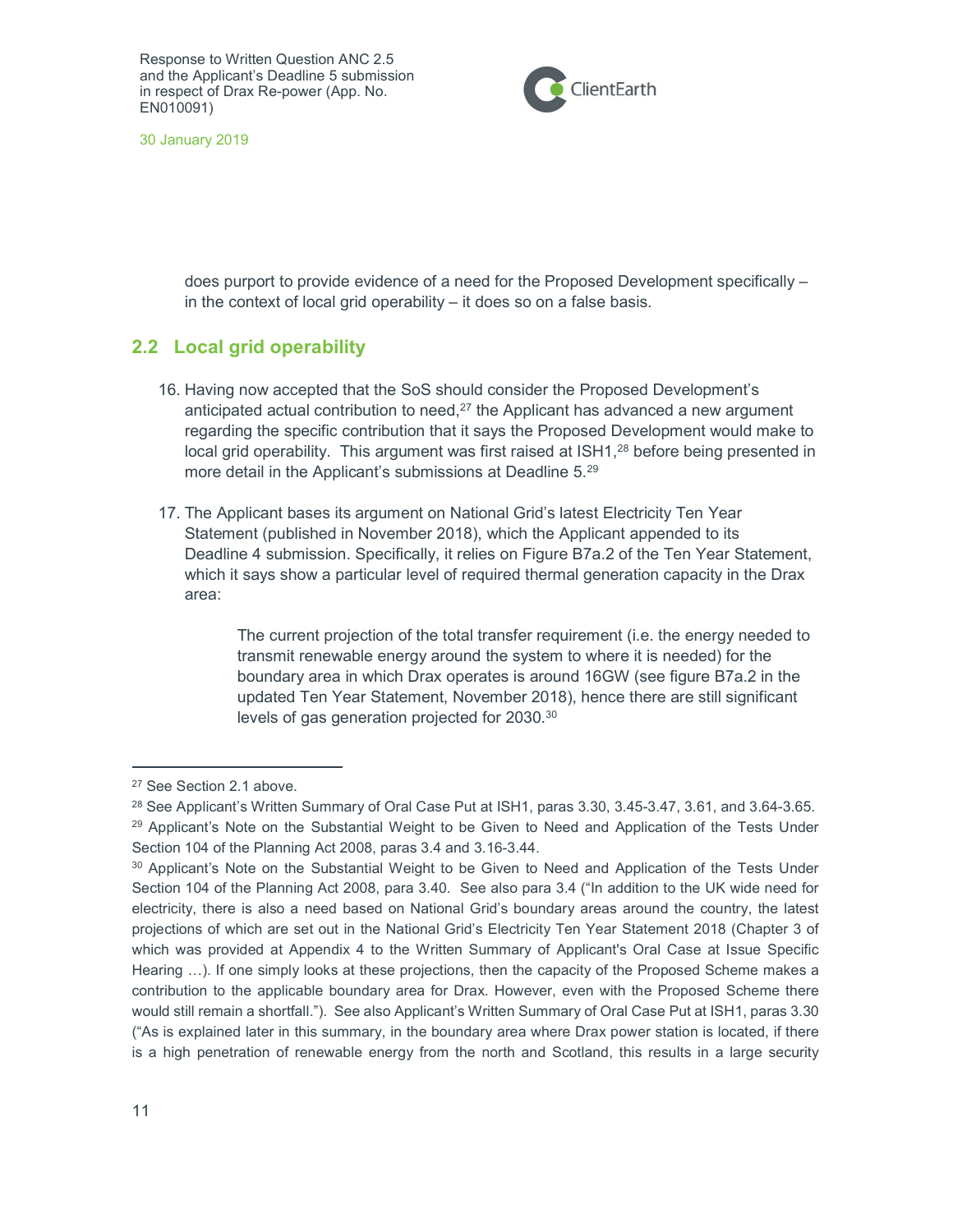does purport to provide evidence of a need for the Proposed Development specifically – in the context of local grid operability – it does so on a false basis.

## 2.2 Local grid operability

16. Having now accepted that the SoS should consider the Proposed Development's anticipated actual contribution to need,[27] the Applicant has advanced a new argument regarding the specific contribution that it says the Proposed Development would make to local grid operability. This argument was first raised at ISH1,[28] before being presented in more detail in the Applicant's submissions at Deadline 5.[29]

17. The Applicant bases its argument on National Grid's latest Electricity Ten Year Statement (published in November 2018), which the Applicant appended to its Deadline 4 submission. Specifically, it relies on Figure B7a.2 of the Ten Year Statement, which it says show a particular level of required thermal generation capacity in the Drax area:

> The current projection of the total transfer requirement (i.e. the energy needed to transmit renewable energy around the system to where it is needed) for the boundary area in which Drax operates is around 16GW (see figure B7a.2 in the updated Ten Year Statement, November 2018), hence there are still significant levels of gas generation projected for 2030.[30]

---

[27] See Section 2.1 above.

[28] See Applicant's Written Summary of Oral Case Put at ISH1, paras 3.30, 3.45-3.47, 3.61, and 3.64-3.65.

[29] Applicant's Note on the Substantial Weight to be Given to Need and Application of the Tests Under Section 104 of the Planning Act 2008, paras 3.4 and 3.16-3.44.

[30] Applicant's Note on the Substantial Weight to be Given to Need and Application of the Tests Under Section 104 of the Planning Act 2008, para 3.40. See also para 3.4 ("In addition to the UK wide need for electricity, there is also a need based on National Grid's boundary areas around the country, the latest projections of which are set out in the National Grid's Electricity Ten Year Statement 2018 (Chapter 3 of which was provided at Appendix 4 to the Written Summary of Applicant's Oral Case at Issue Specific Hearing …). If one simply looks at these projections, then the capacity of the Proposed Scheme makes a contribution to the applicable boundary area for Drax. However, even with the Proposed Scheme there would still remain a shortfall."). See also Applicant's Written Summary of Oral Case Put at ISH1, paras 3.30 ("As is explained later in this summary, in the boundary area where Drax power station is located, if there is a high penetration of renewable energy from the north and Scotland, this results in a large security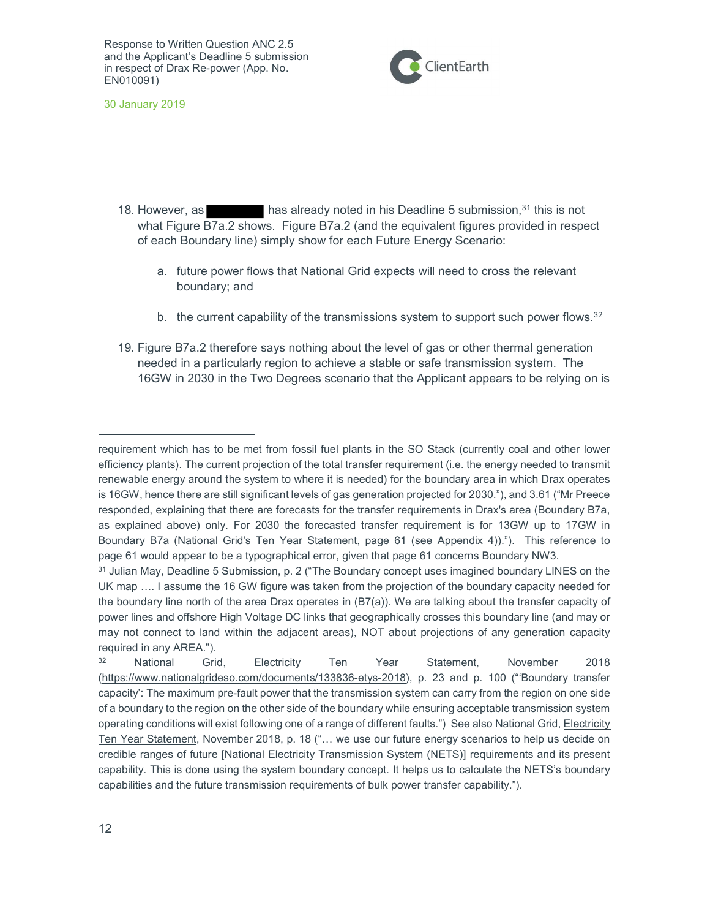18. However, as ██████ has already noted in his Deadline 5 submission,[31] this is not what Figure B7a.2 shows. Figure B7a.2 (and the equivalent figures provided in respect of each Boundary line) simply show for each Future Energy Scenario:

    a. future power flows that National Grid expects will need to cross the relevant boundary; and

    b. the current capability of the transmissions system to support such power flows.[32]

19. Figure B7a.2 therefore says nothing about the level of gas or other thermal generation needed in a particularly region to achieve a stable or safe transmission system. The 16GW in 2030 in the Two Degrees scenario that the Applicant appears to be relying on is

---

requirement which has to be met from fossil fuel plants in the SO Stack (currently coal and other lower efficiency plants). The current projection of the total transfer requirement (i.e. the energy needed to transmit renewable energy around the system to where it is needed) for the boundary area in which Drax operates is 16GW, hence there are still significant levels of gas generation projected for 2030."), and 3.61 ("Mr Preece responded, explaining that there are forecasts for the transfer requirements in Drax's area (Boundary B7a, as explained above) only. For 2030 the forecasted transfer requirement is for 13GW up to 17GW in Boundary B7a (National Grid's Ten Year Statement, page 61 (see Appendix 4))."). This reference to page 61 would appear to be a typographical error, given that page 61 concerns Boundary NW3.

[31] Julian May, Deadline 5 Submission, p. 2 ("The Boundary concept uses imagined boundary LINES on the UK map …. I assume the 16 GW figure was taken from the projection of the boundary capacity needed for the boundary line north of the area Drax operates in (B7(a)). We are talking about the transfer capacity of power lines and offshore High Voltage DC links that geographically crosses this boundary line (and may or may not connect to land within the adjacent areas), NOT about projections of any generation capacity required in any AREA.").

[32] National Grid, Electricity Ten Year Statement, November 2018 (https://www.nationalgrideso.com/documents/133836-etys-2018), p. 23 and p. 100 ("'Boundary transfer capacity': The maximum pre-fault power that the transmission system can carry from the region on one side of a boundary to the region on the other side of the boundary while ensuring acceptable transmission system operating conditions will exist following one of a range of different faults.") See also National Grid, Electricity Ten Year Statement, November 2018, p. 18 ("… we use our future energy scenarios to help us decide on credible ranges of future [National Electricity Transmission System (NETS)] requirements and its present capability. This is done using the system boundary concept. It helps us to calculate the NETS's boundary capabilities and the future transmission requirements of bulk power transfer capability.").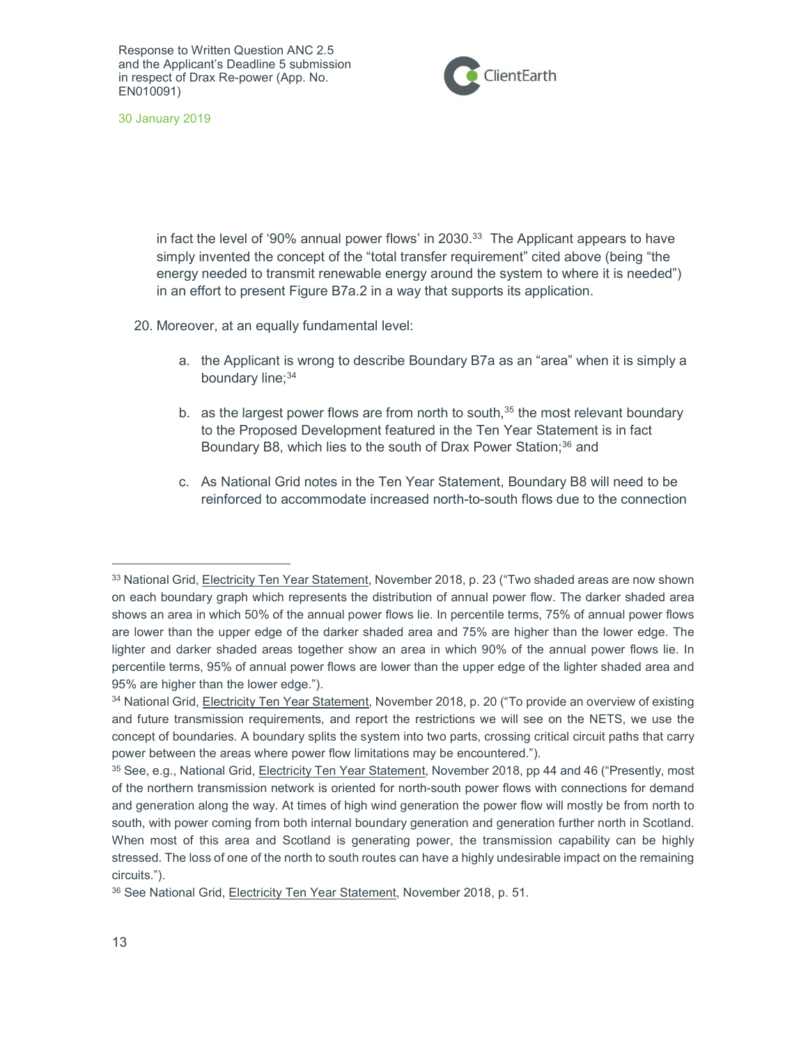in fact the level of '90% annual power flows' in 2030.[33] The Applicant appears to have simply invented the concept of the "total transfer requirement" cited above (being "the energy needed to transmit renewable energy around the system to where it is needed") in an effort to present Figure B7a.2 in a way that supports its application.

20. Moreover, at an equally fundamental level:

    a. the Applicant is wrong to describe Boundary B7a as an "area" when it is simply a boundary line;[34]

    b. as the largest power flows are from north to south,[35] the most relevant boundary to the Proposed Development featured in the Ten Year Statement is in fact Boundary B8, which lies to the south of Drax Power Station;[36] and

    c. As National Grid notes in the Ten Year Statement, Boundary B8 will need to be reinforced to accommodate increased north-to-south flows due to the connection

---

[33] National Grid, Electricity Ten Year Statement, November 2018, p. 23 ("Two shaded areas are now shown on each boundary graph which represents the distribution of annual power flow. The darker shaded area shows an area in which 50% of the annual power flows lie. In percentile terms, 75% of annual power flows are lower than the upper edge of the darker shaded area and 75% are higher than the lower edge. The lighter and darker shaded areas together show an area in which 90% of the annual power flows lie. In percentile terms, 95% of annual power flows are lower than the upper edge of the lighter shaded area and 95% are higher than the lower edge.").

[34] National Grid, Electricity Ten Year Statement, November 2018, p. 20 ("To provide an overview of existing and future transmission requirements, and report the restrictions we will see on the NETS, we use the concept of boundaries. A boundary splits the system into two parts, crossing critical circuit paths that carry power between the areas where power flow limitations may be encountered.").

[35] See, e.g., National Grid, Electricity Ten Year Statement, November 2018, pp 44 and 46 ("Presently, most of the northern transmission network is oriented for north-south power flows with connections for demand and generation along the way. At times of high wind generation the power flow will mostly be from north to south, with power coming from both internal boundary generation and generation further north in Scotland. When most of this area and Scotland is generating power, the transmission capability can be highly stressed. The loss of one of the north to south routes can have a highly undesirable impact on the remaining circuits.").

[36] See National Grid, Electricity Ten Year Statement, November 2018, p. 51.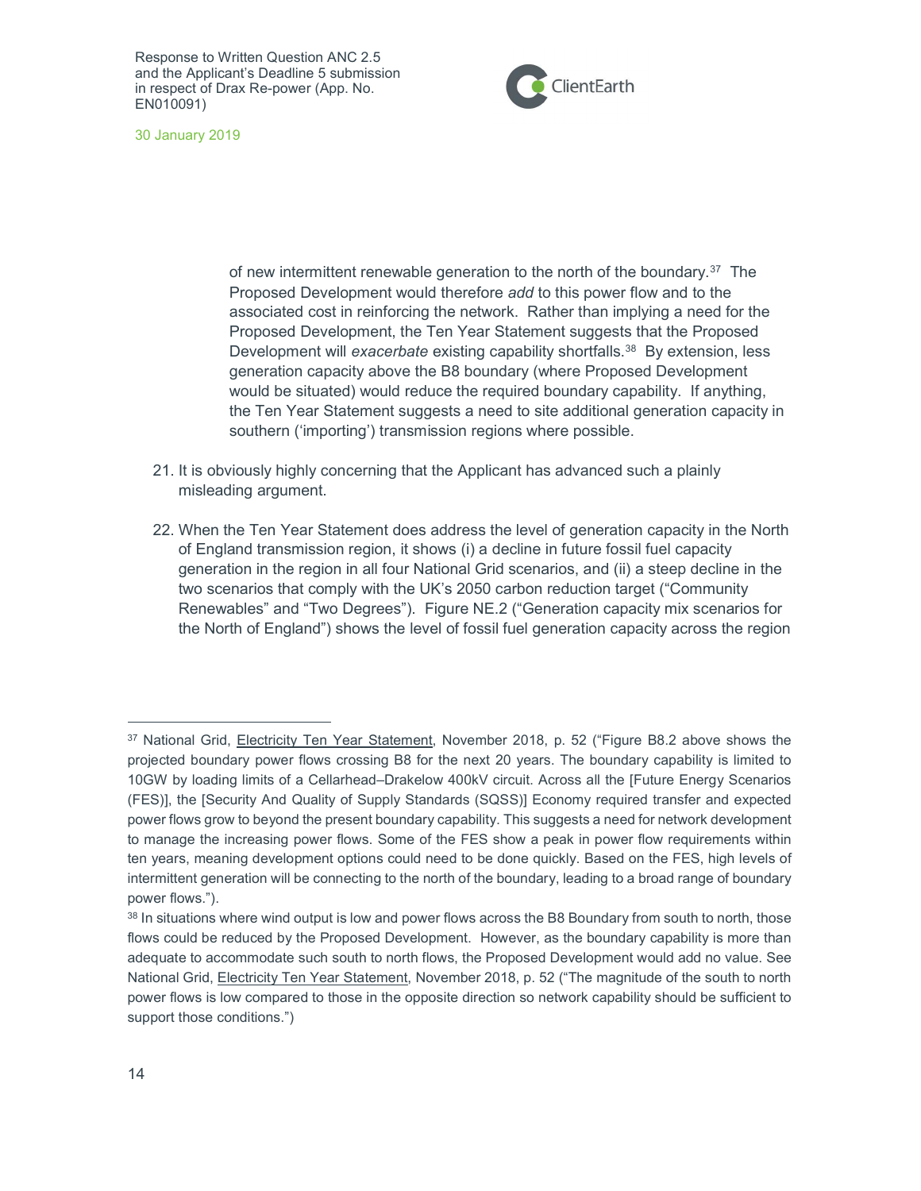of new intermittent renewable generation to the north of the boundary.[37] The Proposed Development would therefore *add* to this power flow and to the associated cost in reinforcing the network. Rather than implying a need for the Proposed Development, the Ten Year Statement suggests that the Proposed Development will *exacerbate* existing capability shortfalls.[38] By extension, less generation capacity above the B8 boundary (where Proposed Development would be situated) would reduce the required boundary capability. If anything, the Ten Year Statement suggests a need to site additional generation capacity in southern ('importing') transmission regions where possible.

21. It is obviously highly concerning that the Applicant has advanced such a plainly misleading argument.

22. When the Ten Year Statement does address the level of generation capacity in the North of England transmission region, it shows (i) a decline in future fossil fuel capacity generation in the region in all four National Grid scenarios, and (ii) a steep decline in the two scenarios that comply with the UK's 2050 carbon reduction target ("Community Renewables" and "Two Degrees"). Figure NE.2 ("Generation capacity mix scenarios for the North of England") shows the level of fossil fuel generation capacity across the region

---

[37] National Grid, Electricity Ten Year Statement, November 2018, p. 52 ("Figure B8.2 above shows the projected boundary power flows crossing B8 for the next 20 years. The boundary capability is limited to 10GW by loading limits of a Cellarhead–Drakelow 400kV circuit. Across all the [Future Energy Scenarios (FES)], the [Security And Quality of Supply Standards (SQSS)] Economy required transfer and expected power flows grow to beyond the present boundary capability. This suggests a need for network development to manage the increasing power flows. Some of the FES show a peak in power flow requirements within ten years, meaning development options could need to be done quickly. Based on the FES, high levels of intermittent generation will be connecting to the north of the boundary, leading to a broad range of boundary power flows.").

[38] In situations where wind output is low and power flows across the B8 Boundary from south to north, those flows could be reduced by the Proposed Development. However, as the boundary capability is more than adequate to accommodate such south to north flows, the Proposed Development would add no value. See National Grid, Electricity Ten Year Statement, November 2018, p. 52 ("The magnitude of the south to north power flows is low compared to those in the opposite direction so network capability should be sufficient to support those conditions.")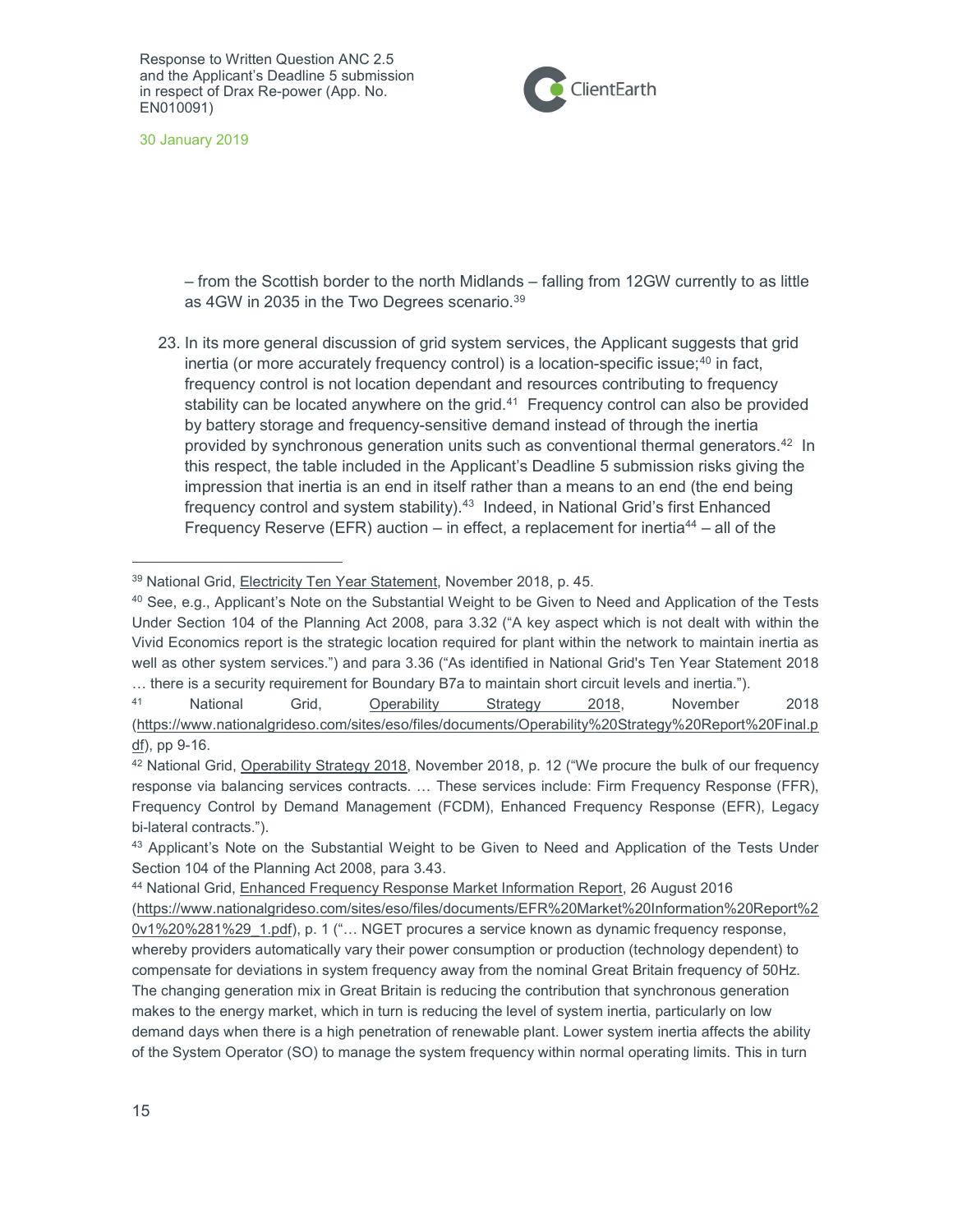– from the Scottish border to the north Midlands – falling from 12GW currently to as little as 4GW in 2035 in the Two Degrees scenario.[39]

23. In its more general discussion of grid system services, the Applicant suggests that grid inertia (or more accurately frequency control) is a location-specific issue;[40] in fact, frequency control is not location dependant and resources contributing to frequency stability can be located anywhere on the grid.[41] Frequency control can also be provided by battery storage and frequency-sensitive demand instead of through the inertia provided by synchronous generation units such as conventional thermal generators.[42] In this respect, the table included in the Applicant's Deadline 5 submission risks giving the impression that inertia is an end in itself rather than a means to an end (the end being frequency control and system stability).[43] Indeed, in National Grid's first Enhanced Frequency Reserve (EFR) auction – in effect, a replacement for inertia[44] – all of the

---

[39] National Grid, Electricity Ten Year Statement, November 2018, p. 45.

[40] See, e.g., Applicant's Note on the Substantial Weight to be Given to Need and Application of the Tests Under Section 104 of the Planning Act 2008, para 3.32 ("A key aspect which is not dealt with within the Vivid Economics report is the strategic location required for plant within the network to maintain inertia as well as other system services.") and para 3.36 ("As identified in National Grid's Ten Year Statement 2018 … there is a security requirement for Boundary B7a to maintain short circuit levels and inertia.").

[41] National Grid, Operability Strategy 2018, November 2018 (https://www.nationalgrideso.com/sites/eso/files/documents/Operability%20Strategy%20Report%20Final.pdf), pp 9-16.

[42] National Grid, Operability Strategy 2018, November 2018, p. 12 ("We procure the bulk of our frequency response via balancing services contracts. … These services include: Firm Frequency Response (FFR), Frequency Control by Demand Management (FCDM), Enhanced Frequency Response (EFR), Legacy bi-lateral contracts.").

[43] Applicant's Note on the Substantial Weight to be Given to Need and Application of the Tests Under Section 104 of the Planning Act 2008, para 3.43.

[44] National Grid, Enhanced Frequency Response Market Information Report, 26 August 2016 (https://www.nationalgrideso.com/sites/eso/files/documents/EFR%20Market%20Information%20Report%20v1%20%281%29_1.pdf), p. 1 ("… NGET procures a service known as dynamic frequency response, whereby providers automatically vary their power consumption or production (technology dependent) to compensate for deviations in system frequency away from the nominal Great Britain frequency of 50Hz. The changing generation mix in Great Britain is reducing the contribution that synchronous generation makes to the energy market, which in turn is reducing the level of system inertia, particularly on low demand days when there is a high penetration of renewable plant. Lower system inertia affects the ability of the System Operator (SO) to manage the system frequency within normal operating limits. This in turn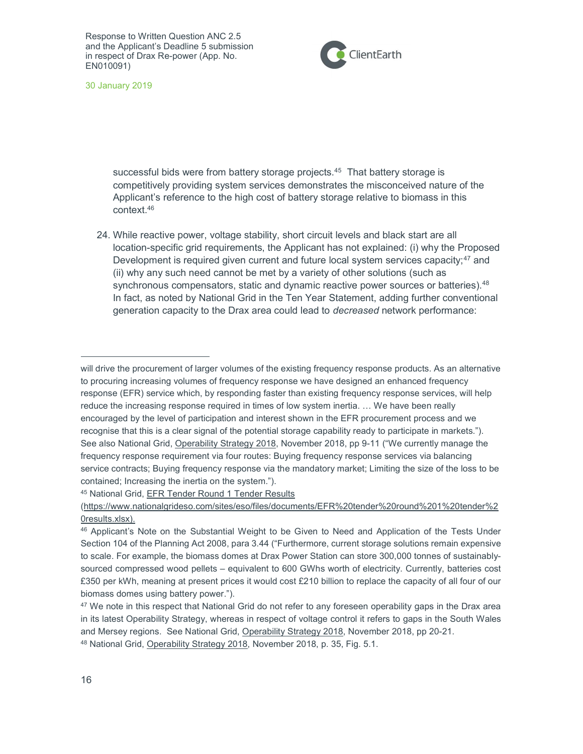successful bids were from battery storage projects.[45] That battery storage is competitively providing system services demonstrates the misconceived nature of the Applicant's reference to the high cost of battery storage relative to biomass in this context.[46]

24. While reactive power, voltage stability, short circuit levels and black start are all location-specific grid requirements, the Applicant has not explained: (i) why the Proposed Development is required given current and future local system services capacity;[47] and (ii) why any such need cannot be met by a variety of other solutions (such as synchronous compensators, static and dynamic reactive power sources or batteries).[48] In fact, as noted by National Grid in the Ten Year Statement, adding further conventional generation capacity to the Drax area could lead to *decreased* network performance:

---

will drive the procurement of larger volumes of the existing frequency response products. As an alternative to procuring increasing volumes of frequency response we have designed an enhanced frequency response (EFR) service which, by responding faster than existing frequency response services, will help reduce the increasing response required in times of low system inertia. … We have been really encouraged by the level of participation and interest shown in the EFR procurement process and we recognise that this is a clear signal of the potential storage capability ready to participate in markets."). See also National Grid, Operability Strategy 2018, November 2018, pp 9-11 ("We currently manage the frequency response requirement via four routes: Buying frequency response services via balancing service contracts; Buying frequency response via the mandatory market; Limiting the size of the loss to be contained; Increasing the inertia on the system.").

[45] National Grid, EFR Tender Round 1 Tender Results (https://www.nationalgrideso.com/sites/eso/files/documents/EFR%20tender%20round%201%20tender%20results.xlsx).

[46] Applicant's Note on the Substantial Weight to be Given to Need and Application of the Tests Under Section 104 of the Planning Act 2008, para 3.44 ("Furthermore, current storage solutions remain expensive to scale. For example, the biomass domes at Drax Power Station can store 300,000 tonnes of sustainably-sourced compressed wood pellets – equivalent to 600 GWhs worth of electricity. Currently, batteries cost £350 per kWh, meaning at present prices it would cost £210 billion to replace the capacity of all four of our biomass domes using battery power.").

[47] We note in this respect that National Grid do not refer to any foreseen operability gaps in the Drax area in its latest Operability Strategy, whereas in respect of voltage control it refers to gaps in the South Wales and Mersey regions. See National Grid, Operability Strategy 2018, November 2018, pp 20-21.

[48] National Grid, Operability Strategy 2018, November 2018, p. 35, Fig. 5.1.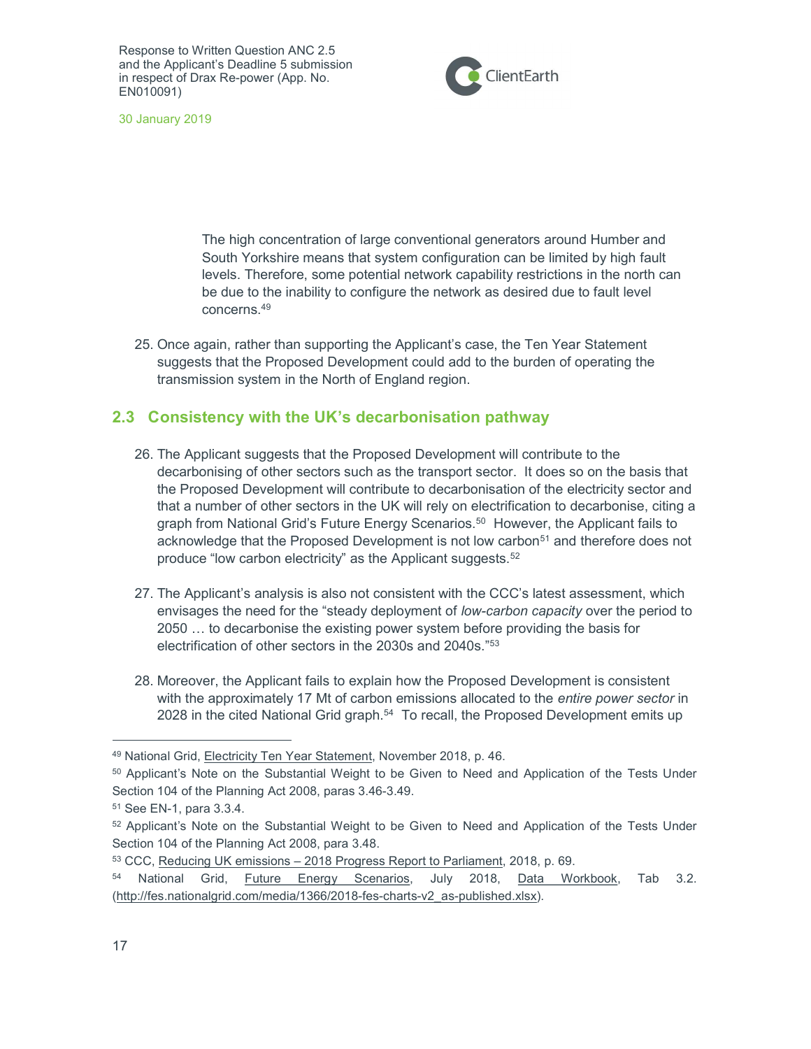> The high concentration of large conventional generators around Humber and South Yorkshire means that system configuration can be limited by high fault levels. Therefore, some potential network capability restrictions in the north can be due to the inability to configure the network as desired due to fault level concerns.[49]

25. Once again, rather than supporting the Applicant's case, the Ten Year Statement suggests that the Proposed Development could add to the burden of operating the transmission system in the North of England region.

## 2.3 Consistency with the UK's decarbonisation pathway

26. The Applicant suggests that the Proposed Development will contribute to the decarbonising of other sectors such as the transport sector. It does so on the basis that the Proposed Development will contribute to decarbonisation of the electricity sector and that a number of other sectors in the UK will rely on electrification to decarbonise, citing a graph from National Grid's Future Energy Scenarios.[50] However, the Applicant fails to acknowledge that the Proposed Development is not low carbon[51] and therefore does not produce "low carbon electricity" as the Applicant suggests.[52]

27. The Applicant's analysis is also not consistent with the CCC's latest assessment, which envisages the need for the "steady deployment of *low-carbon capacity* over the period to 2050 … to decarbonise the existing power system before providing the basis for electrification of other sectors in the 2030s and 2040s."[53]

28. Moreover, the Applicant fails to explain how the Proposed Development is consistent with the approximately 17 Mt of carbon emissions allocated to the *entire power sector* in 2028 in the cited National Grid graph.[54] To recall, the Proposed Development emits up

---

[49] National Grid, Electricity Ten Year Statement, November 2018, p. 46.

[50] Applicant's Note on the Substantial Weight to be Given to Need and Application of the Tests Under Section 104 of the Planning Act 2008, paras 3.46-3.49.

[51] See EN-1, para 3.3.4.

[52] Applicant's Note on the Substantial Weight to be Given to Need and Application of the Tests Under Section 104 of the Planning Act 2008, para 3.48.

[53] CCC, Reducing UK emissions – 2018 Progress Report to Parliament, 2018, p. 69.

[54] National Grid, Future Energy Scenarios, July 2018, Data Workbook, Tab 3.2. (http://fes.nationalgrid.com/media/1366/2018-fes-charts-v2_as-published.xlsx).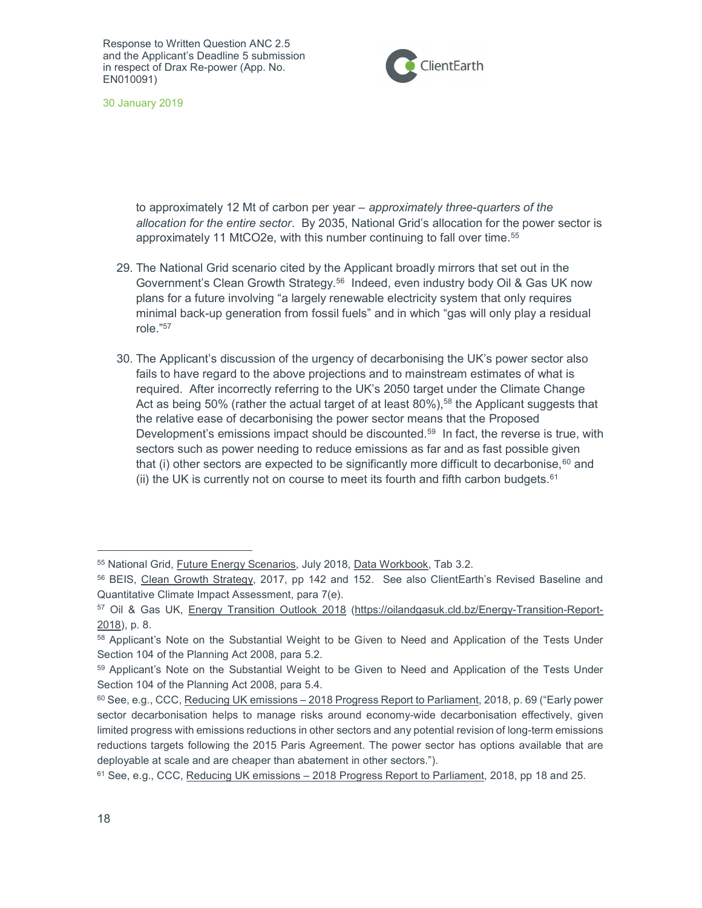to approximately 12 Mt of carbon per year – *approximately three-quarters of the allocation for the entire sector*. By 2035, National Grid's allocation for the power sector is approximately 11 MtCO2e, with this number continuing to fall over time.[55]

29. The National Grid scenario cited by the Applicant broadly mirrors that set out in the Government's Clean Growth Strategy.[56] Indeed, even industry body Oil & Gas UK now plans for a future involving "a largely renewable electricity system that only requires minimal back-up generation from fossil fuels" and in which "gas will only play a residual role."[57]

30. The Applicant's discussion of the urgency of decarbonising the UK's power sector also fails to have regard to the above projections and to mainstream estimates of what is required. After incorrectly referring to the UK's 2050 target under the Climate Change Act as being 50% (rather the actual target of at least 80%),[58] the Applicant suggests that the relative ease of decarbonising the power sector means that the Proposed Development's emissions impact should be discounted.[59] In fact, the reverse is true, with sectors such as power needing to reduce emissions as far and as fast possible given that (i) other sectors are expected to be significantly more difficult to decarbonise,[60] and (ii) the UK is currently not on course to meet its fourth and fifth carbon budgets.[61]

---

[55] National Grid, Future Energy Scenarios, July 2018, Data Workbook, Tab 3.2.

[56] BEIS, Clean Growth Strategy, 2017, pp 142 and 152. See also ClientEarth's Revised Baseline and Quantitative Climate Impact Assessment, para 7(e).

[57] Oil & Gas UK, Energy Transition Outlook 2018 (https://oilandgasuk.cld.bz/Energy-Transition-Report-2018), p. 8.

[58] Applicant's Note on the Substantial Weight to be Given to Need and Application of the Tests Under Section 104 of the Planning Act 2008, para 5.2.

[59] Applicant's Note on the Substantial Weight to be Given to Need and Application of the Tests Under Section 104 of the Planning Act 2008, para 5.4.

[60] See, e.g., CCC, Reducing UK emissions – 2018 Progress Report to Parliament, 2018, p. 69 ("Early power sector decarbonisation helps to manage risks around economy-wide decarbonisation effectively, given limited progress with emissions reductions in other sectors and any potential revision of long-term emissions reductions targets following the 2015 Paris Agreement. The power sector has options available that are deployable at scale and are cheaper than abatement in other sectors.").

[61] See, e.g., CCC, Reducing UK emissions – 2018 Progress Report to Parliament, 2018, pp 18 and 25.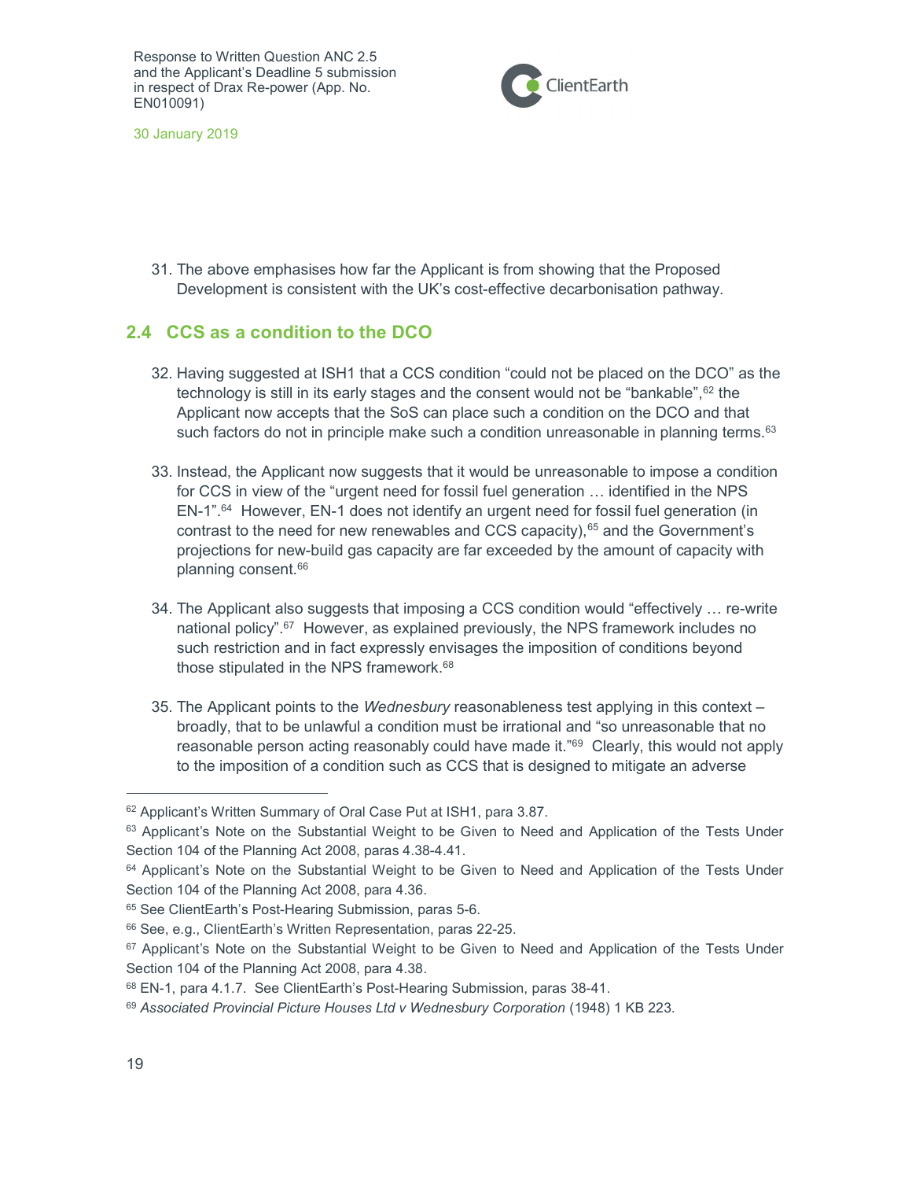31. The above emphasises how far the Applicant is from showing that the Proposed Development is consistent with the UK's cost-effective decarbonisation pathway.

## 2.4 CCS as a condition to the DCO

32. Having suggested at ISH1 that a CCS condition "could not be placed on the DCO" as the technology is still in its early stages and the consent would not be "bankable",[62] the Applicant now accepts that the SoS can place such a condition on the DCO and that such factors do not in principle make such a condition unreasonable in planning terms.[63]

33. Instead, the Applicant now suggests that it would be unreasonable to impose a condition for CCS in view of the "urgent need for fossil fuel generation … identified in the NPS EN-1".[64] However, EN-1 does not identify an urgent need for fossil fuel generation (in contrast to the need for new renewables and CCS capacity),[65] and the Government's projections for new-build gas capacity are far exceeded by the amount of capacity with planning consent.[66]

34. The Applicant also suggests that imposing a CCS condition would "effectively … re-write national policy".[67] However, as explained previously, the NPS framework includes no such restriction and in fact expressly envisages the imposition of conditions beyond those stipulated in the NPS framework.[68]

35. The Applicant points to the *Wednesbury* reasonableness test applying in this context – broadly, that to be unlawful a condition must be irrational and "so unreasonable that no reasonable person acting reasonably could have made it."[69] Clearly, this would not apply to the imposition of a condition such as CCS that is designed to mitigate an adverse

---

[62] Applicant's Written Summary of Oral Case Put at ISH1, para 3.87.

[63] Applicant's Note on the Substantial Weight to be Given to Need and Application of the Tests Under Section 104 of the Planning Act 2008, paras 4.38-4.41.

[64] Applicant's Note on the Substantial Weight to be Given to Need and Application of the Tests Under Section 104 of the Planning Act 2008, para 4.36.

[65] See ClientEarth's Post-Hearing Submission, paras 5-6.

[66] See, e.g., ClientEarth's Written Representation, paras 22-25.

[67] Applicant's Note on the Substantial Weight to be Given to Need and Application of the Tests Under Section 104 of the Planning Act 2008, para 4.38.

[68] EN-1, para 4.1.7. See ClientEarth's Post-Hearing Submission, paras 38-41.

[69] *Associated Provincial Picture Houses Ltd v Wednesbury Corporation* (1948) 1 KB 223.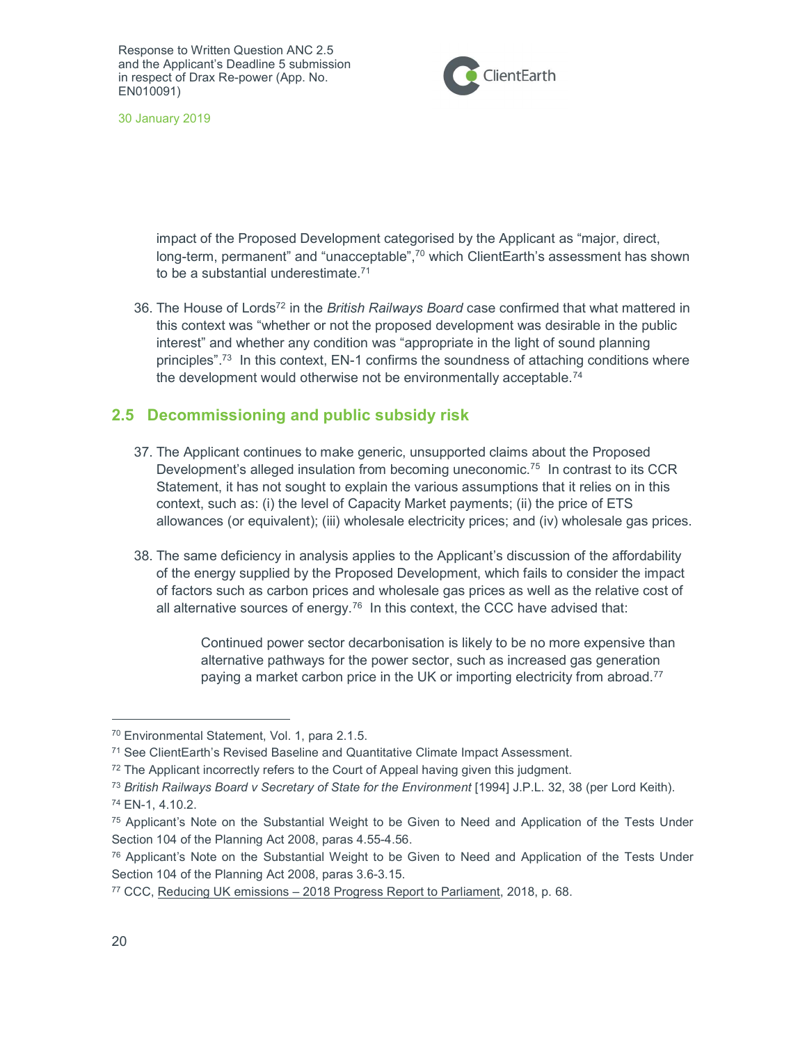impact of the Proposed Development categorised by the Applicant as "major, direct, long-term, permanent" and "unacceptable",[70] which ClientEarth's assessment has shown to be a substantial underestimate.[71]

36. The House of Lords[72] in the *British Railways Board* case confirmed that what mattered in this context was "whether or not the proposed development was desirable in the public interest" and whether any condition was "appropriate in the light of sound planning principles".[73] In this context, EN-1 confirms the soundness of attaching conditions where the development would otherwise not be environmentally acceptable.[74]

## 2.5 Decommissioning and public subsidy risk

37. The Applicant continues to make generic, unsupported claims about the Proposed Development's alleged insulation from becoming uneconomic.[75] In contrast to its CCR Statement, it has not sought to explain the various assumptions that it relies on in this context, such as: (i) the level of Capacity Market payments; (ii) the price of ETS allowances (or equivalent); (iii) wholesale electricity prices; and (iv) wholesale gas prices.

38. The same deficiency in analysis applies to the Applicant's discussion of the affordability of the energy supplied by the Proposed Development, which fails to consider the impact of factors such as carbon prices and wholesale gas prices as well as the relative cost of all alternative sources of energy.[76] In this context, the CCC have advised that:

> Continued power sector decarbonisation is likely to be no more expensive than alternative pathways for the power sector, such as increased gas generation paying a market carbon price in the UK or importing electricity from abroad.[77]

---

[70] Environmental Statement, Vol. 1, para 2.1.5.

[71] See ClientEarth's Revised Baseline and Quantitative Climate Impact Assessment.

[72] The Applicant incorrectly refers to the Court of Appeal having given this judgment.

[73] *British Railways Board v Secretary of State for the Environment* [1994] J.P.L. 32, 38 (per Lord Keith).

[74] EN-1, 4.10.2.

[75] Applicant's Note on the Substantial Weight to be Given to Need and Application of the Tests Under Section 104 of the Planning Act 2008, paras 4.55-4.56.

[76] Applicant's Note on the Substantial Weight to be Given to Need and Application of the Tests Under Section 104 of the Planning Act 2008, paras 3.6-3.15.

[77] CCC, Reducing UK emissions – 2018 Progress Report to Parliament, 2018, p. 68.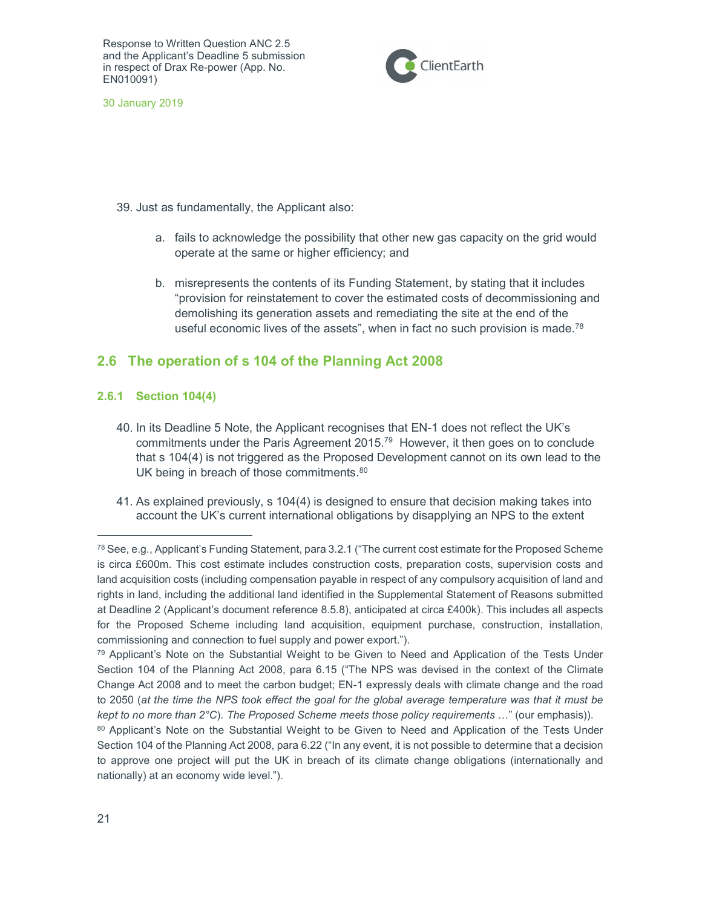39. Just as fundamentally, the Applicant also:

    a. fails to acknowledge the possibility that other new gas capacity on the grid would operate at the same or higher efficiency; and

    b. misrepresents the contents of its Funding Statement, by stating that it includes "provision for reinstatement to cover the estimated costs of decommissioning and demolishing its generation assets and remediating the site at the end of the useful economic lives of the assets", when in fact no such provision is made.[78]

## 2.6 The operation of s 104 of the Planning Act 2008

### 2.6.1 Section 104(4)

40. In its Deadline 5 Note, the Applicant recognises that EN-1 does not reflect the UK's commitments under the Paris Agreement 2015.[79] However, it then goes on to conclude that s 104(4) is not triggered as the Proposed Development cannot on its own lead to the UK being in breach of those commitments.[80]

41. As explained previously, s 104(4) is designed to ensure that decision making takes into account the UK's current international obligations by disapplying an NPS to the extent

---

[78] See, e.g., Applicant's Funding Statement, para 3.2.1 ("The current cost estimate for the Proposed Scheme is circa £600m. This cost estimate includes construction costs, preparation costs, supervision costs and land acquisition costs (including compensation payable in respect of any compulsory acquisition of land and rights in land, including the additional land identified in the Supplemental Statement of Reasons submitted at Deadline 2 (Applicant's document reference 8.5.8), anticipated at circa £400k). This includes all aspects for the Proposed Scheme including land acquisition, equipment purchase, construction, installation, commissioning and connection to fuel supply and power export.").

[79] Applicant's Note on the Substantial Weight to be Given to Need and Application of the Tests Under Section 104 of the Planning Act 2008, para 6.15 ("The NPS was devised in the context of the Climate Change Act 2008 and to meet the carbon budget; EN-1 expressly deals with climate change and the road to 2050 (*at the time the NPS took effect the goal for the global average temperature was that it must be kept to no more than 2°C*). *The Proposed Scheme meets those policy requirements* …" (our emphasis)).

[80] Applicant's Note on the Substantial Weight to be Given to Need and Application of the Tests Under Section 104 of the Planning Act 2008, para 6.22 ("In any event, it is not possible to determine that a decision to approve one project will put the UK in breach of its climate change obligations (internationally and nationally) at an economy wide level.").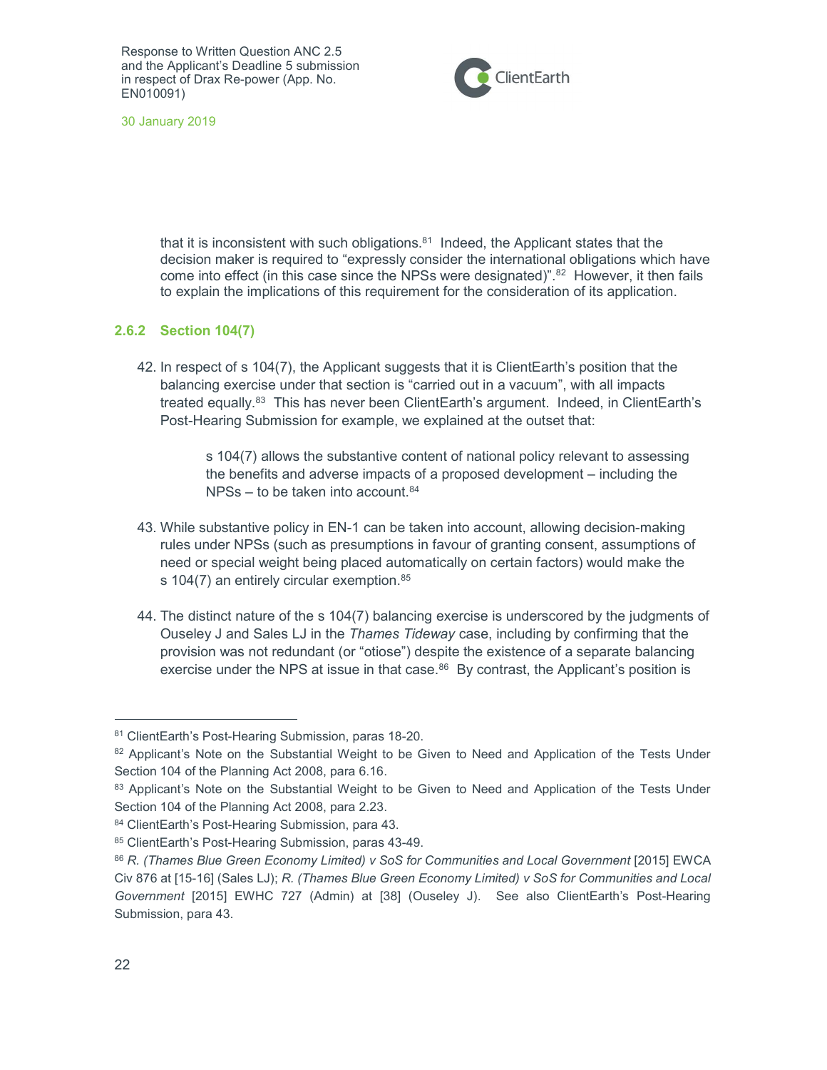that it is inconsistent with such obligations.[81] Indeed, the Applicant states that the decision maker is required to "expressly consider the international obligations which have come into effect (in this case since the NPSs were designated)".[82] However, it then fails to explain the implications of this requirement for the consideration of its application.

### 2.6.2 Section 104(7)

42. In respect of s 104(7), the Applicant suggests that it is ClientEarth's position that the balancing exercise under that section is "carried out in a vacuum", with all impacts treated equally.[83] This has never been ClientEarth's argument. Indeed, in ClientEarth's Post-Hearing Submission for example, we explained at the outset that:

    > s 104(7) allows the substantive content of national policy relevant to assessing the benefits and adverse impacts of a proposed development – including the NPSs – to be taken into account.[84]

43. While substantive policy in EN-1 can be taken into account, allowing decision-making rules under NPSs (such as presumptions in favour of granting consent, assumptions of need or special weight being placed automatically on certain factors) would make the s 104(7) an entirely circular exemption.[85]

44. The distinct nature of the s 104(7) balancing exercise is underscored by the judgments of Ouseley J and Sales LJ in the *Thames Tideway* case, including by confirming that the provision was not redundant (or "otiose") despite the existence of a separate balancing exercise under the NPS at issue in that case.[86] By contrast, the Applicant's position is

---

[81] ClientEarth's Post-Hearing Submission, paras 18-20.

[82] Applicant's Note on the Substantial Weight to be Given to Need and Application of the Tests Under Section 104 of the Planning Act 2008, para 6.16.

[83] Applicant's Note on the Substantial Weight to be Given to Need and Application of the Tests Under Section 104 of the Planning Act 2008, para 2.23.

[84] ClientEarth's Post-Hearing Submission, para 43.

[85] ClientEarth's Post-Hearing Submission, paras 43-49.

[86] *R. (Thames Blue Green Economy Limited) v SoS for Communities and Local Government* [2015] EWCA Civ 876 at [15-16] (Sales LJ); *R. (Thames Blue Green Economy Limited) v SoS for Communities and Local Government* [2015] EWHC 727 (Admin) at [38] (Ouseley J). See also ClientEarth's Post-Hearing Submission, para 43.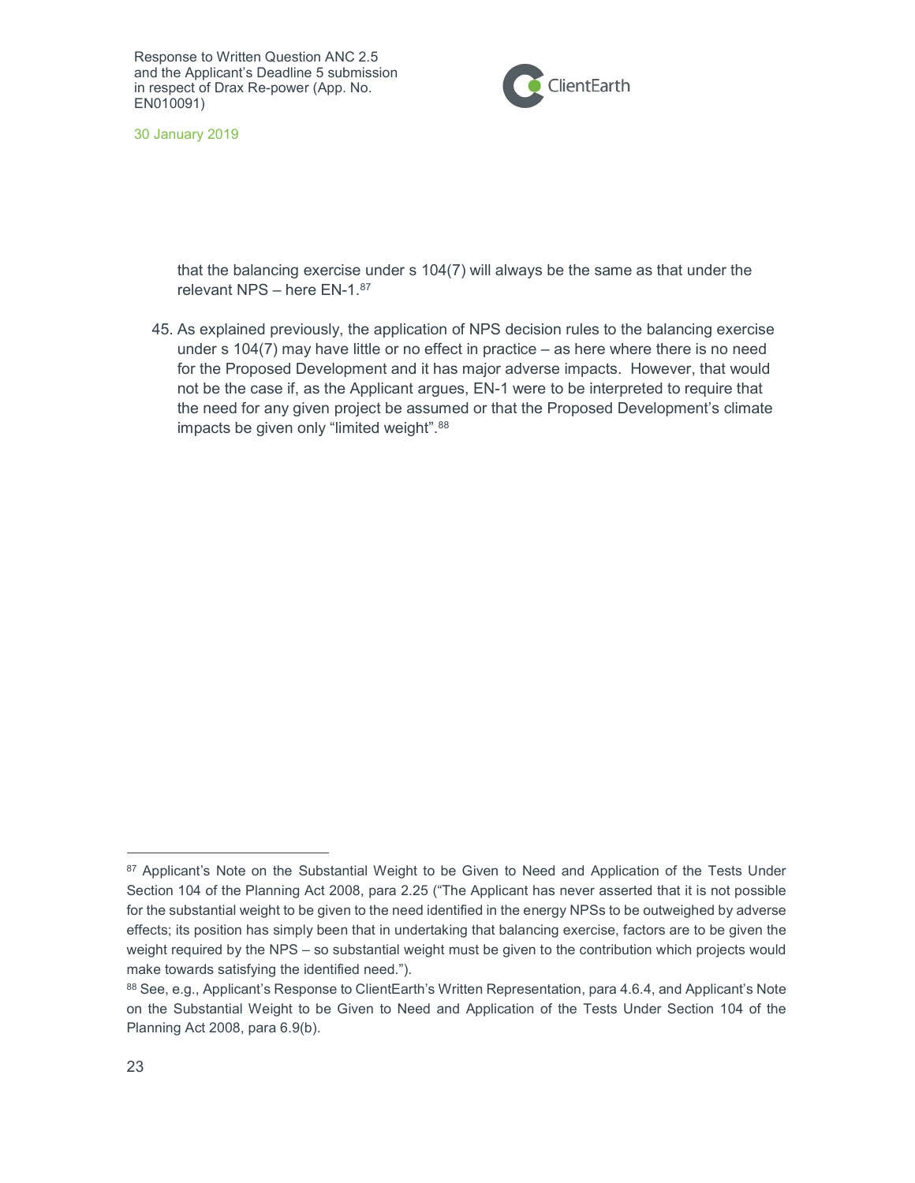that the balancing exercise under s 104(7) will always be the same as that under the relevant NPS – here EN-1.[87]

45. As explained previously, the application of NPS decision rules to the balancing exercise under s 104(7) may have little or no effect in practice – as here where there is no need for the Proposed Development and it has major adverse impacts. However, that would not be the case if, as the Applicant argues, EN-1 were to be interpreted to require that the need for any given project be assumed or that the Proposed Development's climate impacts be given only "limited weight".[88]

---

[87] Applicant's Note on the Substantial Weight to be Given to Need and Application of the Tests Under Section 104 of the Planning Act 2008, para 2.25 ("The Applicant has never asserted that it is not possible for the substantial weight to be given to the need identified in the energy NPSs to be outweighed by adverse effects; its position has simply been that in undertaking that balancing exercise, factors are to be given the weight required by the NPS – so substantial weight must be given to the contribution which projects would make towards satisfying the identified need.").

[88] See, e.g., Applicant's Response to ClientEarth's Written Representation, para 4.6.4, and Applicant's Note on the Substantial Weight to be Given to Need and Application of the Tests Under Section 104 of the Planning Act 2008, para 6.9(b).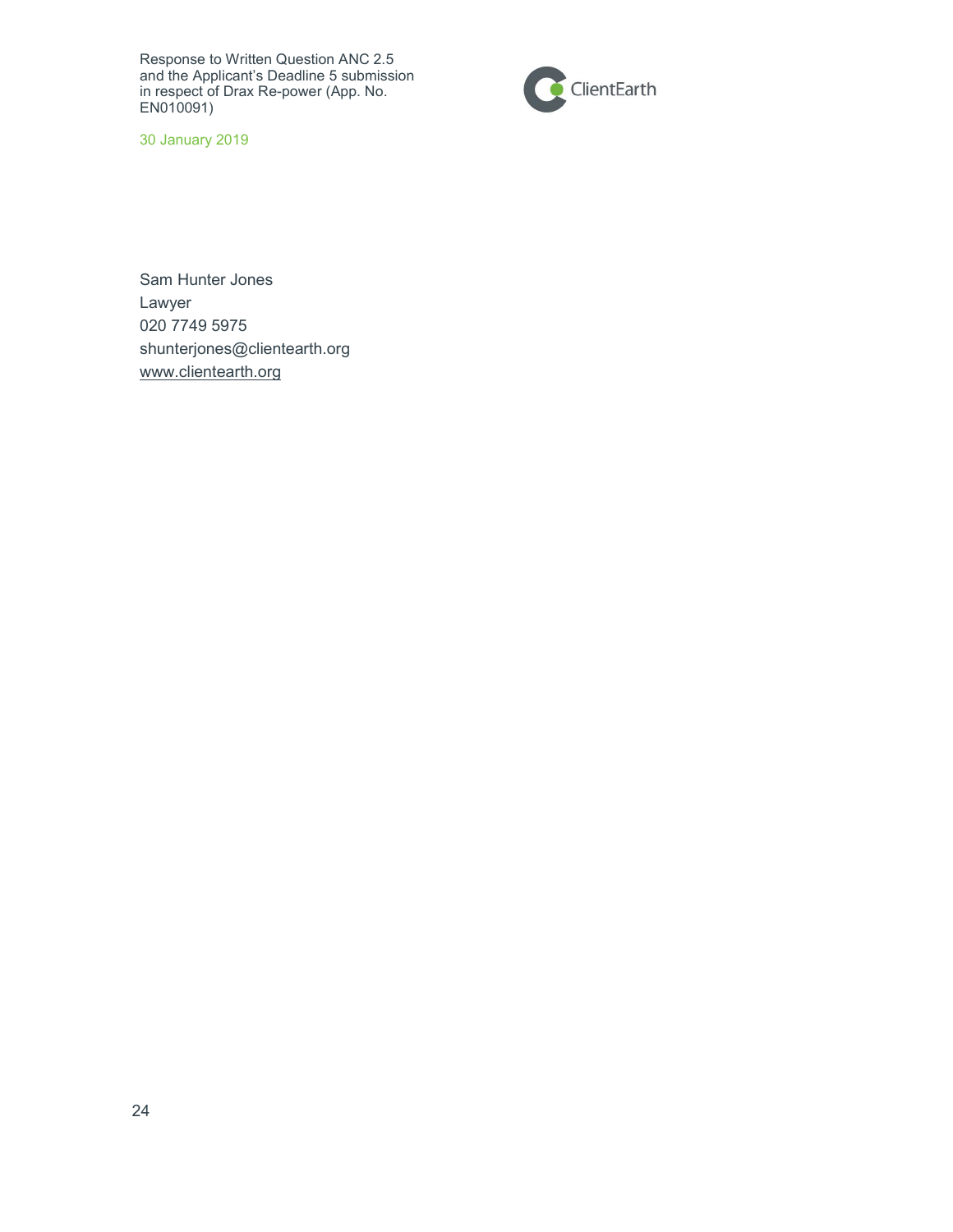Sam Hunter Jones
Lawyer
020 7749 5975
shunterjones@clientearth.org
www.clientearth.org